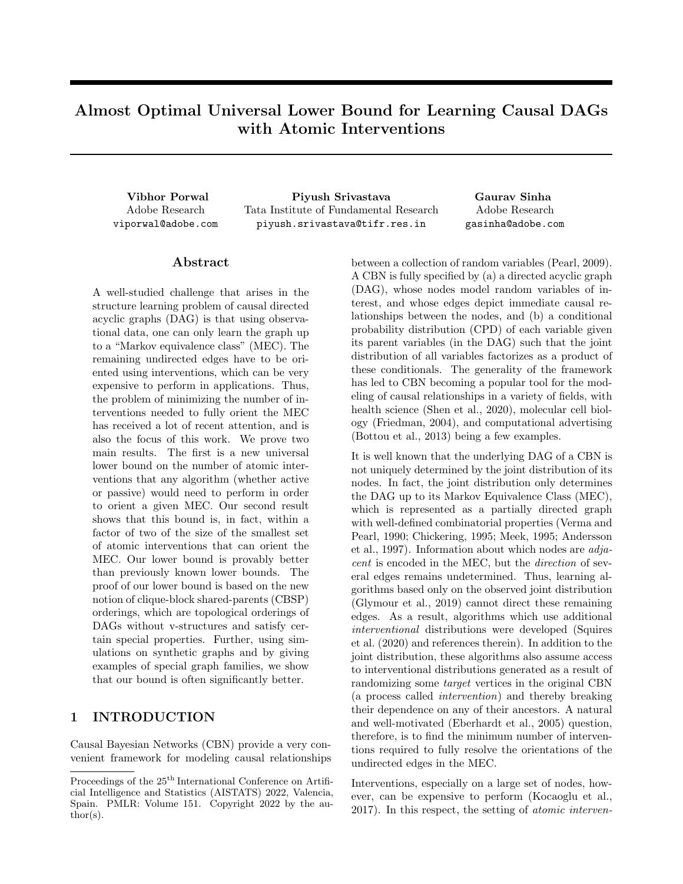# Almost Optimal Universal Lower Bound for Learning Causal DAGs with Atomic Interventions

**Vibhor Porwal**
Adobe Research
viporwal@adobe.com

**Piyush Srivastava**
Tata Institute of Fundamental Research
piyush.srivastava@tifr.res.in

**Gaurav Sinha**
Adobe Research
gasinha@adobe.com

## Abstract

A well-studied challenge that arises in the structure learning problem of causal directed acyclic graphs (DAG) is that using observational data, one can only learn the graph up to a "Markov equivalence class" (MEC). The remaining undirected edges have to be oriented using interventions, which can be very expensive to perform in applications. Thus, the problem of minimizing the number of interventions needed to fully orient the MEC has received a lot of recent attention, and is also the focus of this work. We prove two main results. The first is a new universal lower bound on the number of atomic interventions that any algorithm (whether active or passive) would need to perform in order to orient a given MEC. Our second result shows that this bound is, in fact, within a factor of two of the size of the smallest set of atomic interventions that can orient the MEC. Our lower bound is provably better than previously known lower bounds. The proof of our lower bound is based on the new notion of clique-block shared-parents (CBSP) orderings, which are topological orderings of DAGs without v-structures and satisfy certain special properties. Further, using simulations on synthetic graphs and by giving examples of special graph families, we show that our bound is often significantly better.

## 1 INTRODUCTION

Causal Bayesian Networks (CBN) provide a very convenient framework for modeling causal relationships between a collection of random variables (Pearl, 2009). A CBN is fully specified by (a) a directed acyclic graph (DAG), whose nodes model random variables of interest, and whose edges depict immediate causal relationships between the nodes, and (b) a conditional probability distribution (CPD) of each variable given its parent variables (in the DAG) such that the joint distribution of all variables factorizes as a product of these conditionals. The generality of the framework has led to CBN becoming a popular tool for the modeling of causal relationships in a variety of fields, with health science (Shen et al., 2020), molecular cell biology (Friedman, 2004), and computational advertising (Bottou et al., 2013) being a few examples.

It is well known that the underlying DAG of a CBN is not uniquely determined by the joint distribution of its nodes. In fact, the joint distribution only determines the DAG up to its Markov Equivalence Class (MEC), which is represented as a partially directed graph with well-defined combinatorial properties (Verma and Pearl, 1990; Chickering, 1995; Meek, 1995; Andersson et al., 1997). Information about which nodes are *adjacent* is encoded in the MEC, but the *direction* of several edges remains undetermined. Thus, learning algorithms based only on the observed joint distribution (Glymour et al., 2019) cannot direct these remaining edges. As a result, algorithms which use additional *interventional* distributions were developed (Squires et al. (2020) and references therein). In addition to the joint distribution, these algorithms also assume access to interventional distributions generated as a result of randomizing some *target* vertices in the original CBN (a process called *intervention*) and thereby breaking their dependence on any of their ancestors. A natural and well-motivated (Eberhardt et al., 2005) question, therefore, is to find the minimum number of interventions required to fully resolve the orientations of the undirected edges in the MEC.

Interventions, especially on a large set of nodes, however, can be expensive to perform (Kocaoglu et al., 2017). In this respect, the setting of *atomic interven-*

---

Proceedings of the 25[th] International Conference on Artificial Intelligence and Statistics (AISTATS) 2022, Valencia, Spain. PMLR: Volume 151. Copyright 2022 by the author(s).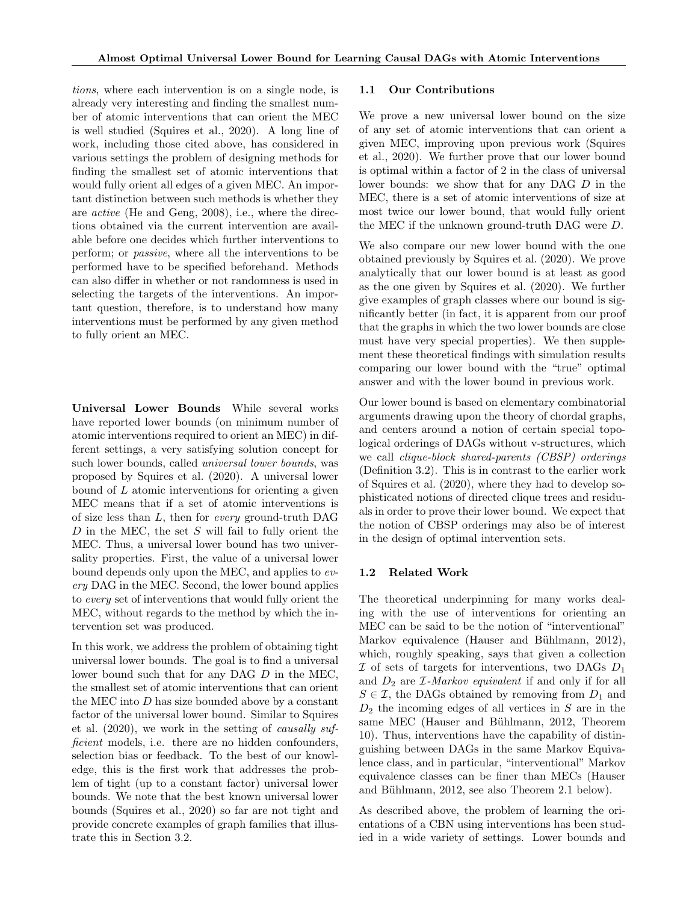*tions*, where each intervention is on a single node, is already very interesting and finding the smallest number of atomic interventions that can orient the MEC is well studied (Squires et al., 2020). A long line of work, including those cited above, has considered in various settings the problem of designing methods for finding the smallest set of atomic interventions that would fully orient all edges of a given MEC. An important distinction between such methods is whether they are *active* (He and Geng, 2008), i.e., where the directions obtained via the current intervention are available before one decides which further interventions to perform; or *passive*, where all the interventions to be performed have to be specified beforehand. Methods can also differ in whether or not randomness is used in selecting the targets of the interventions. An important question, therefore, is to understand how many interventions must be performed by any given method to fully orient an MEC.

**Universal Lower Bounds** While several works have reported lower bounds (on minimum number of atomic interventions required to orient an MEC) in different settings, a very satisfying solution concept for such lower bounds, called *universal lower bounds*, was proposed by Squires et al. (2020). A universal lower bound of $L$ atomic interventions for orienting a given MEC means that if a set of atomic interventions is of size less than $L$, then for *every* ground-truth DAG $D$ in the MEC, the set $S$ will fail to fully orient the MEC. Thus, a universal lower bound has two universality properties. First, the value of a universal lower bound depends only upon the MEC, and applies to *every* DAG in the MEC. Second, the lower bound applies to *every* set of interventions that would fully orient the MEC, without regards to the method by which the intervention set was produced.

In this work, we address the problem of obtaining tight universal lower bounds. The goal is to find a universal lower bound such that for any DAG $D$ in the MEC, the smallest set of atomic interventions that can orient the MEC into $D$ has size bounded above by a constant factor of the universal lower bound. Similar to Squires et al. (2020), we work in the setting of *causally sufficient* models, i.e. there are no hidden confounders, selection bias or feedback. To the best of our knowledge, this is the first work that addresses the problem of tight (up to a constant factor) universal lower bounds. We note that the best known universal lower bounds (Squires et al., 2020) so far are not tight and provide concrete examples of graph families that illustrate this in Section 3.2.

## 1.1 Our Contributions

We prove a new universal lower bound on the size of any set of atomic interventions that can orient a given MEC, improving upon previous work (Squires et al., 2020). We further prove that our lower bound is optimal within a factor of 2 in the class of universal lower bounds: we show that for any DAG $D$ in the MEC, there is a set of atomic interventions of size at most twice our lower bound, that would fully orient the MEC if the unknown ground-truth DAG were $D$.

We also compare our new lower bound with the one obtained previously by Squires et al. (2020). We prove analytically that our lower bound is at least as good as the one given by Squires et al. (2020). We further give examples of graph classes where our bound is significantly better (in fact, it is apparent from our proof that the graphs in which the two lower bounds are close must have very special properties). We then supplement these theoretical findings with simulation results comparing our lower bound with the "true" optimal answer and with the lower bound in previous work.

Our lower bound is based on elementary combinatorial arguments drawing upon the theory of chordal graphs, and centers around a notion of certain special topological orderings of DAGs without v-structures, which we call *clique-block shared-parents (CBSP) orderings* (Definition 3.2). This is in contrast to the earlier work of Squires et al. (2020), where they had to develop sophisticated notions of directed clique trees and residuals in order to prove their lower bound. We expect that the notion of CBSP orderings may also be of interest in the design of optimal intervention sets.

## 1.2 Related Work

The theoretical underpinning for many works dealing with the use of interventions for orienting an MEC can be said to be the notion of "interventional" Markov equivalence (Hauser and Bühlmann, 2012), which, roughly speaking, says that given a collection $\mathcal{I}$ of sets of targets for interventions, two DAGs $D_1$ and $D_2$ are *$\mathcal{I}$-Markov equivalent* if and only if for all $S \in \mathcal{I}$, the DAGs obtained by removing from $D_1$ and $D_2$ the incoming edges of all vertices in $S$ are in the same MEC (Hauser and Bühlmann, 2012, Theorem 10). Thus, interventions have the capability of distinguishing between DAGs in the same Markov Equivalence class, and in particular, "interventional" Markov equivalence classes can be finer than MECs (Hauser and Bühlmann, 2012, see also Theorem 2.1 below).

As described above, the problem of learning the orientations of a CBN using interventions has been studied in a wide variety of settings. Lower bounds and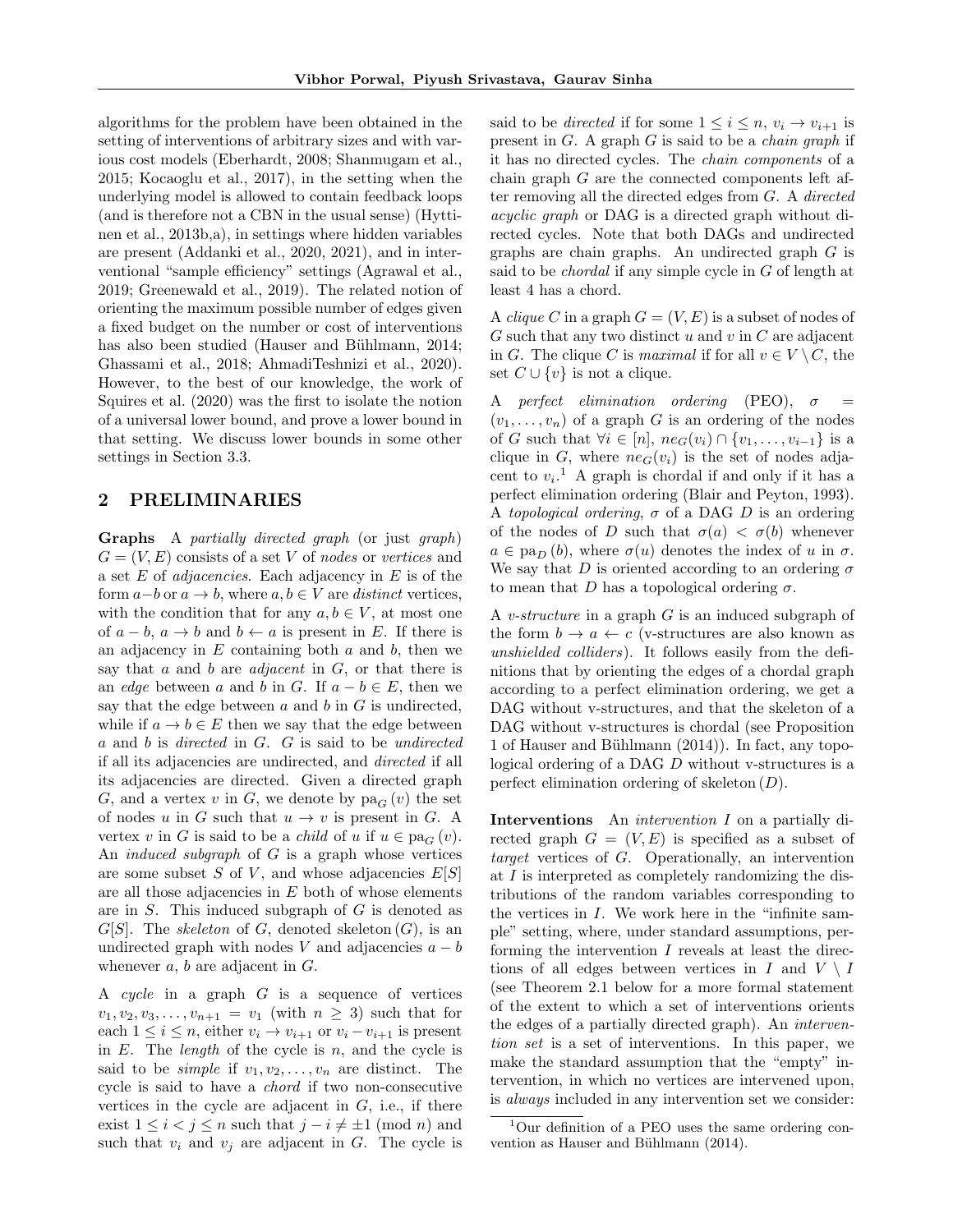algorithms for the problem have been obtained in the setting of interventions of arbitrary sizes and with various cost models (Eberhardt, 2008; Shanmugam et al., 2015; Kocaoglu et al., 2017), in the setting when the underlying model is allowed to contain feedback loops (and is therefore not a CBN in the usual sense) (Hyttinen et al., 2013b,a), in settings where hidden variables are present (Addanki et al., 2020, 2021), and in interventional "sample efficiency" settings (Agrawal et al., 2019; Greenewald et al., 2019). The related notion of orienting the maximum possible number of edges given a fixed budget on the number or cost of interventions has also been studied (Hauser and Bühlmann, 2014; Ghassami et al., 2018; AhmadiTeshnizi et al., 2020). However, to the best of our knowledge, the work of Squires et al. (2020) was the first to isolate the notion of a universal lower bound, and prove a lower bound in that setting. We discuss lower bounds in some other settings in Section 3.3.

## 2 PRELIMINARIES

**Graphs** A *partially directed graph* (or just *graph*) $G = (V, E)$ consists of a set $V$ of *nodes* or *vertices* and a set $E$ of *adjacencies*. Each adjacency in $E$ is of the form $a - b$ or $a \to b$, where $a, b \in V$ are *distinct* vertices, with the condition that for any $a, b \in V$, at most one of $a - b$, $a \to b$ and $b \leftarrow a$ is present in $E$. If there is an adjacency in $E$ containing both $a$ and $b$, then we say that $a$ and $b$ are *adjacent* in $G$, or that there is an *edge* between $a$ and $b$ in $G$. If $a - b \in E$, then we say that the edge between $a$ and $b$ in $G$ is undirected, while if $a \to b \in E$ then we say that the edge between $a$ and $b$ is *directed* in $G$. $G$ is said to be *undirected* if all its adjacencies are undirected, and *directed* if all its adjacencies are directed. Given a directed graph $G$, and a vertex $v$ in $G$, we denote by $\mathrm{pa}_G(v)$ the set of nodes $u$ in $G$ such that $u \to v$ is present in $G$. A vertex $v$ in $G$ is said to be a *child* of $u$ if $u \in \mathrm{pa}_G(v)$. An *induced subgraph* of $G$ is a graph whose vertices are some subset $S$ of $V$, and whose adjacencies $E[S]$ are all those adjacencies in $E$ both of whose elements are in $S$. This induced subgraph of $G$ is denoted as $G[S]$. The *skeleton* of $G$, denoted $\mathrm{skeleton}(G)$, is an undirected graph with nodes $V$ and adjacencies $a - b$ whenever $a$, $b$ are adjacent in $G$.

A *cycle* in a graph $G$ is a sequence of vertices $v_1, v_2, v_3, \ldots, v_{n+1} = v_1$ (with $n \geq 3$) such that for each $1 \leq i \leq n$, either $v_i \to v_{i+1}$ or $v_i - v_{i+1}$ is present in $E$. The *length* of the cycle is $n$, and the cycle is said to be *simple* if $v_1, v_2, \ldots, v_n$ are distinct. The cycle is said to have a *chord* if two non-consecutive vertices in the cycle are adjacent in $G$, i.e., if there exist $1 \leq i < j \leq n$ such that $j - i \not\equiv \pm 1 \pmod{n}$ and such that $v_i$ and $v_j$ are adjacent in $G$. The cycle is said to be *directed* if for some $1 \leq i \leq n$, $v_i \to v_{i+1}$ is present in $G$. A graph $G$ is said to be a *chain graph* if it has no directed cycles. The *chain components* of a chain graph $G$ are the connected components left after removing all the directed edges from $G$. A *directed acyclic graph* or DAG is a directed graph without directed cycles. Note that both DAGs and undirected graphs are chain graphs. An undirected graph $G$ is said to be *chordal* if any simple cycle in $G$ of length at least 4 has a chord.

A *clique* $C$ in a graph $G = (V, E)$ is a subset of nodes of $G$ such that any two distinct $u$ and $v$ in $C$ are adjacent in $G$. The clique $C$ is *maximal* if for all $v \in V \setminus C$, the set $C \cup \{v\}$ is not a clique.

A *perfect elimination ordering* (PEO), $\sigma = (v_1, \ldots, v_n)$ of a graph $G$ is an ordering of the nodes of $G$ such that $\forall i \in [n]$, $ne_G(v_i) \cap \{v_1, \ldots, v_{i-1}\}$ is a clique in $G$, where $ne_G(v_i)$ is the set of nodes adjacent to $v_i$.[1] A graph is chordal if and only if it has a perfect elimination ordering (Blair and Peyton, 1993). A *topological ordering*, $\sigma$ of a DAG $D$ is an ordering of the nodes of $D$ such that $\sigma(a) < \sigma(b)$ whenever $a \in \mathrm{pa}_D(b)$, where $\sigma(u)$ denotes the index of $u$ in $\sigma$. We say that $D$ is oriented according to an ordering $\sigma$ to mean that $D$ has a topological ordering $\sigma$.

A *v-structure* in a graph $G$ is an induced subgraph of the form $b \to a \leftarrow c$ (v-structures are also known as *unshielded colliders*). It follows easily from the definitions that by orienting the edges of a chordal graph according to a perfect elimination ordering, we get a DAG without v-structures, and that the skeleton of a DAG without v-structures is chordal (see Proposition 1 of Hauser and Bühlmann (2014)). In fact, any topological ordering of a DAG $D$ without v-structures is a perfect elimination ordering of $\mathrm{skeleton}(D)$.

**Interventions** An *intervention* $I$ on a partially directed graph $G = (V, E)$ is specified as a subset of *target* vertices of $G$. Operationally, an intervention at $I$ is interpreted as completely randomizing the distributions of the random variables corresponding to the vertices in $I$. We work here in the "infinite sample" setting, where, under standard assumptions, performing the intervention $I$ reveals at least the directions of all edges between vertices in $I$ and $V \setminus I$ (see Theorem 2.1 below for a more formal statement of the extent to which a set of interventions orients the edges of a partially directed graph). An *intervention set* is a set of interventions. In this paper, we make the standard assumption that the "empty" intervention, in which no vertices are intervened upon, is *always* included in any intervention set we consider:

[1] Our definition of a PEO uses the same ordering convention as Hauser and Bühlmann (2014).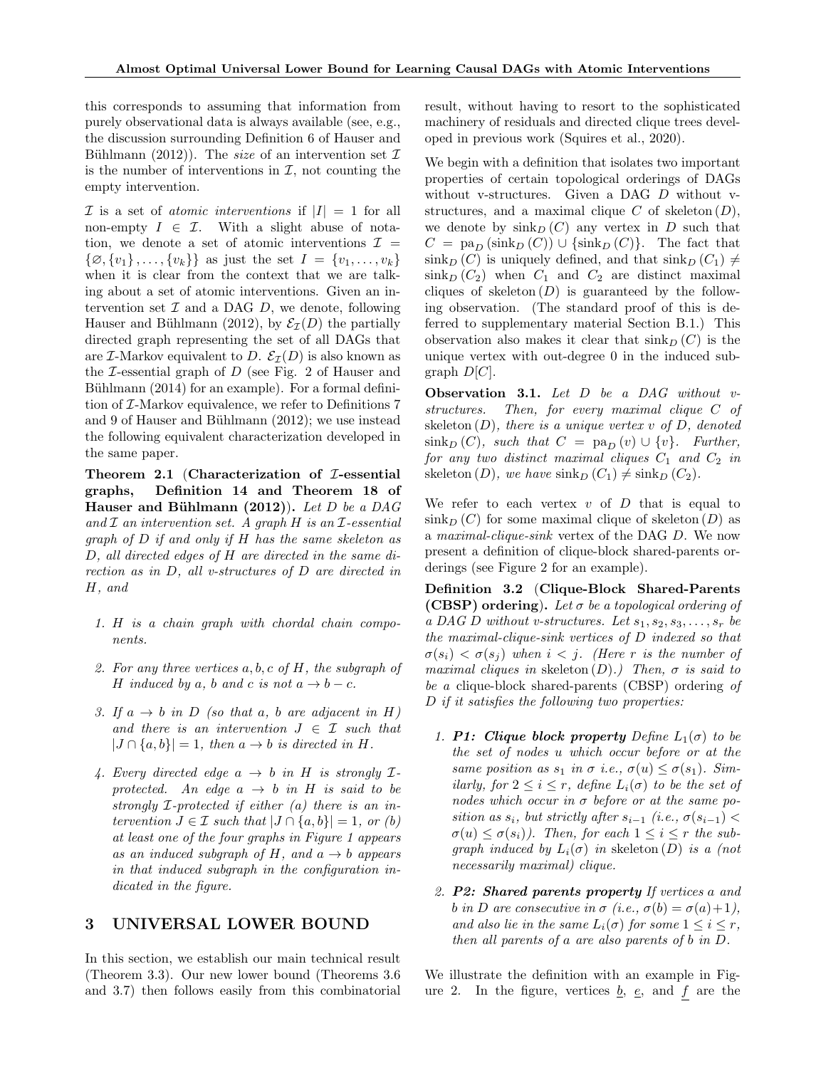this corresponds to assuming that information from purely observational data is always available (see, e.g., the discussion surrounding Definition 6 of Hauser and Bühlmann (2012)). The *size* of an intervention set $\mathcal{I}$ is the number of interventions in $\mathcal{I}$, not counting the empty intervention.

$\mathcal{I}$ is a set of *atomic interventions* if $|I| = 1$ for all non-empty $I \in \mathcal{I}$. With a slight abuse of notation, we denote a set of atomic interventions $\mathcal{I} = \{\varnothing, \{v_1\}, \ldots, \{v_k\}\}$ as just the set $I = \{v_1, \ldots, v_k\}$ when it is clear from the context that we are talking about a set of atomic interventions. Given an intervention set $\mathcal{I}$ and a DAG $D$, we denote, following Hauser and Bühlmann (2012), by $\mathcal{E}_{\mathcal{I}}(D)$ the partially directed graph representing the set of all DAGs that are $\mathcal{I}$-Markov equivalent to $D$. $\mathcal{E}_{\mathcal{I}}(D)$ is also known as the $\mathcal{I}$-essential graph of $D$ (see Fig. 2 of Hauser and Bühlmann (2014) for an example). For a formal definition of $\mathcal{I}$-Markov equivalence, we refer to Definitions 7 and 9 of Hauser and Bühlmann (2012); we use instead the following equivalent characterization developed in the same paper.

**Theorem 2.1** (**Characterization of $\mathcal{I}$-essential graphs, Definition 14 and Theorem 18 of Hauser and Bühlmann (2012)**). *Let $D$ be a DAG and $\mathcal{I}$ an intervention set. A graph $H$ is an $\mathcal{I}$-essential graph of $D$ if and only if $H$ has the same skeleton as $D$, all directed edges of $H$ are directed in the same direction as in $D$, all v-structures of $D$ are directed in $H$, and*

1. *$H$ is a chain graph with chordal chain components.*
2. *For any three vertices $a, b, c$ of $H$, the subgraph of $H$ induced by $a$, $b$ and $c$ is not $a \to b - c$.*
3. *If $a \to b$ in $D$ (so that $a$, $b$ are adjacent in $H$) and there is an intervention $J \in \mathcal{I}$ such that $|J \cap \{a, b\}| = 1$, then $a \to b$ is directed in $H$.*
4. *Every directed edge $a \to b$ in $H$ is strongly $\mathcal{I}$-protected. An edge $a \to b$ in $H$ is said to be strongly $\mathcal{I}$-protected if either (a) there is an intervention $J \in \mathcal{I}$ such that $|J \cap \{a, b\}| = 1$, or (b) at least one of the four graphs in Figure 1 appears as an induced subgraph of $H$, and $a \to b$ appears in that induced subgraph in the configuration indicated in the figure.*

# 3 UNIVERSAL LOWER BOUND

In this section, we establish our main technical result (Theorem 3.3). Our new lower bound (Theorems 3.6 and 3.7) then follows easily from this combinatorial result, without having to resort to the sophisticated machinery of residuals and directed clique trees developed in previous work (Squires et al., 2020).

We begin with a definition that isolates two important properties of certain topological orderings of DAGs without v-structures. Given a DAG $D$ without v-structures, and a maximal clique $C$ of skeleton$(D)$, we denote by $\text{sink}_D(C)$ any vertex in $D$ such that $C = \text{pa}_D(\text{sink}_D(C)) \cup \{\text{sink}_D(C)\}$. The fact that $\text{sink}_D(C)$ is uniquely defined, and that $\text{sink}_D(C_1) \neq \text{sink}_D(C_2)$ when $C_1$ and $C_2$ are distinct maximal cliques of skeleton$(D)$ is guaranteed by the following observation. (The standard proof of this is deferred to supplementary material Section B.1.) This observation also makes it clear that $\text{sink}_D(C)$ is the unique vertex with out-degree 0 in the induced subgraph $D[C]$.

**Observation 3.1.** *Let $D$ be a DAG without v-structures. Then, for every maximal clique $C$ of skeleton$(D)$, there is a unique vertex $v$ of $D$, denoted $\text{sink}_D(C)$, such that $C = \text{pa}_D(v) \cup \{v\}$. Further, for any two distinct maximal cliques $C_1$ and $C_2$ in skeleton$(D)$, we have $\text{sink}_D(C_1) \neq \text{sink}_D(C_2)$.*

We refer to each vertex $v$ of $D$ that is equal to $\text{sink}_D(C)$ for some maximal clique of skeleton$(D)$ as a *maximal-clique-sink* vertex of the DAG $D$. We now present a definition of clique-block shared-parents orderings (see Figure 2 for an example).

**Definition 3.2** (**Clique-Block Shared-Parents (CBSP) ordering**). *Let $\sigma$ be a topological ordering of a DAG $D$ without v-structures. Let $s_1, s_2, s_3, \ldots, s_r$ be the maximal-clique-sink vertices of $D$ indexed so that $\sigma(s_i) < \sigma(s_j)$ when $i < j$. (Here $r$ is the number of maximal cliques in skeleton$(D)$.) Then, $\sigma$ is said to be a* clique-block shared-parents (CBSP) ordering *of $D$ if it satisfies the following two properties:*

1. ***P1: Clique block property*** *Define $L_1(\sigma)$ to be the set of nodes $u$ which occur before or at the same position as $s_1$ in $\sigma$ i.e., $\sigma(u) \le \sigma(s_1)$. Similarly, for $2 \le i \le r$, define $L_i(\sigma)$ to be the set of nodes which occur in $\sigma$ before or at the same position as $s_i$, but strictly after $s_{i-1}$ (i.e., $\sigma(s_{i-1}) < \sigma(u) \le \sigma(s_i)$). Then, for each $1 \le i \le r$ the subgraph induced by $L_i(\sigma)$ in skeleton$(D)$ is a (not necessarily maximal) clique.*
2. ***P2: Shared parents property*** *If vertices $a$ and $b$ in $D$ are consecutive in $\sigma$ (i.e., $\sigma(b) = \sigma(a)+1$), and also lie in the same $L_i(\sigma)$ for some $1 \le i \le r$, then all parents of $a$ are also parents of $b$ in $D$.*

We illustrate the definition with an example in Figure 2. In the figure, vertices $\underline{b}$, $\underline{e}$, and $\underline{f}$ are the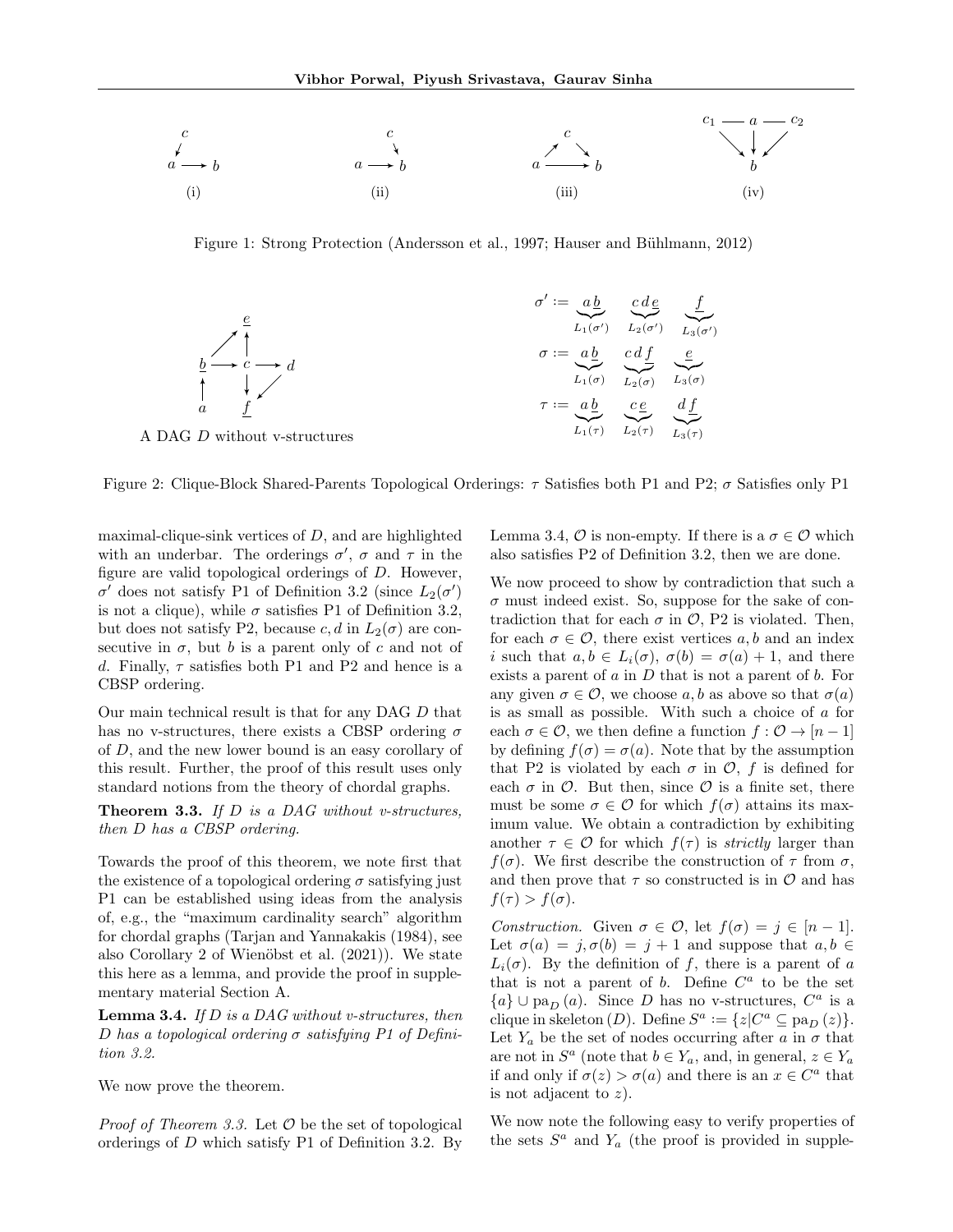Figure 1: Strong Protection (Andersson et al., 1997; Hauser and Bühlmann, 2012)

$$\sigma' := \underbrace{a\,\underline{b}}_{L_1(\sigma')}\quad \underbrace{c\,d\,\underline{e}}_{L_2(\sigma')}\quad \underbrace{\underline{f}}_{L_3(\sigma')}$$

$$\sigma := \underbrace{a\,\underline{b}}_{L_1(\sigma)}\quad \underbrace{c\,d\,\underline{f}}_{L_2(\sigma)}\quad \underbrace{\underline{e}}_{L_3(\sigma)}$$

$$\tau := \underbrace{a\,\underline{b}}_{L_1(\tau)}\quad \underbrace{c\,\underline{e}}_{L_2(\tau)}\quad \underbrace{d\,\underline{f}}_{L_3(\tau)}$$

A DAG $D$ without v-structures

Figure 2: Clique-Block Shared-Parents Topological Orderings: $\tau$ Satisfies both P1 and P2; $\sigma$ Satisfies only P1

maximal-clique-sink vertices of $D$, and are highlighted with an underbar. The orderings $\sigma'$, $\sigma$ and $\tau$ in the figure are valid topological orderings of $D$. However, $\sigma'$ does not satisfy P1 of Definition 3.2 (since $L_2(\sigma')$ is not a clique), while $\sigma$ satisfies P1 of Definition 3.2, but does not satisfy P2, because $c, d$ in $L_2(\sigma)$ are consecutive in $\sigma$, but $b$ is a parent only of $c$ and not of $d$. Finally, $\tau$ satisfies both P1 and P2 and hence is a CBSP ordering.

Our main technical result is that for any DAG $D$ that has no v-structures, there exists a CBSP ordering $\sigma$ of $D$, and the new lower bound is an easy corollary of this result. Further, the proof of this result uses only standard notions from the theory of chordal graphs.

**Theorem 3.3.** *If $D$ is a DAG without v-structures, then $D$ has a CBSP ordering.*

Towards the proof of this theorem, we note first that the existence of a topological ordering $\sigma$ satisfying just P1 can be established using ideas from the analysis of, e.g., the "maximum cardinality search" algorithm for chordal graphs (Tarjan and Yannakakis (1984), see also Corollary 2 of Wienöbst et al. (2021)). We state this here as a lemma, and provide the proof in supplementary material Section A.

**Lemma 3.4.** *If $D$ is a DAG without v-structures, then $D$ has a topological ordering $\sigma$ satisfying P1 of Definition 3.2.*

We now prove the theorem.

*Proof of Theorem 3.3.* Let $\mathcal{O}$ be the set of topological orderings of $D$ which satisfy P1 of Definition 3.2. By Lemma 3.4, $\mathcal{O}$ is non-empty. If there is a $\sigma \in \mathcal{O}$ which also satisfies P2 of Definition 3.2, then we are done.

We now proceed to show by contradiction that such a $\sigma$ must indeed exist. So, suppose for the sake of contradiction that for each $\sigma$ in $\mathcal{O}$, P2 is violated. Then, for each $\sigma \in \mathcal{O}$, there exist vertices $a, b$ and an index $i$ such that $a, b \in L_i(\sigma)$, $\sigma(b) = \sigma(a) + 1$, and there exists a parent of $a$ in $D$ that is not a parent of $b$. For any given $\sigma \in \mathcal{O}$, we choose $a, b$ as above so that $\sigma(a)$ is as small as possible. With such a choice of $a$ for each $\sigma \in \mathcal{O}$, we then define a function $f : \mathcal{O} \to [n-1]$ by defining $f(\sigma) = \sigma(a)$. Note that by the assumption that P2 is violated by each $\sigma$ in $\mathcal{O}$, $f$ is defined for each $\sigma$ in $\mathcal{O}$. But then, since $\mathcal{O}$ is a finite set, there must be some $\sigma \in \mathcal{O}$ for which $f(\sigma)$ attains its maximum value. We obtain a contradiction by exhibiting another $\tau \in \mathcal{O}$ for which $f(\tau)$ is *strictly* larger than $f(\sigma)$. We first describe the construction of $\tau$ from $\sigma$, and then prove that $\tau$ so constructed is in $\mathcal{O}$ and has $f(\tau) > f(\sigma)$.

*Construction.* Given $\sigma \in \mathcal{O}$, let $f(\sigma) = j \in [n-1]$. Let $\sigma(a) = j, \sigma(b) = j+1$ and suppose that $a, b \in L_i(\sigma)$. By the definition of $f$, there is a parent of $a$ that is not a parent of $b$. Define $C^a$ to be the set $\{a\} \cup \text{pa}_D(a)$. Since $D$ has no v-structures, $C^a$ is a clique in skeleton$(D)$. Define $S^a := \{z | C^a \subseteq \text{pa}_D(z)\}$. Let $Y_a$ be the set of nodes occurring after $a$ in $\sigma$ that are not in $S^a$ (note that $b \in Y_a$, and, in general, $z \in Y_a$ if and only if $\sigma(z) > \sigma(a)$ and there is an $x \in C^a$ that is not adjacent to $z$).

We now note the following easy to verify properties of the sets $S^a$ and $Y_a$ (the proof is provided in supple-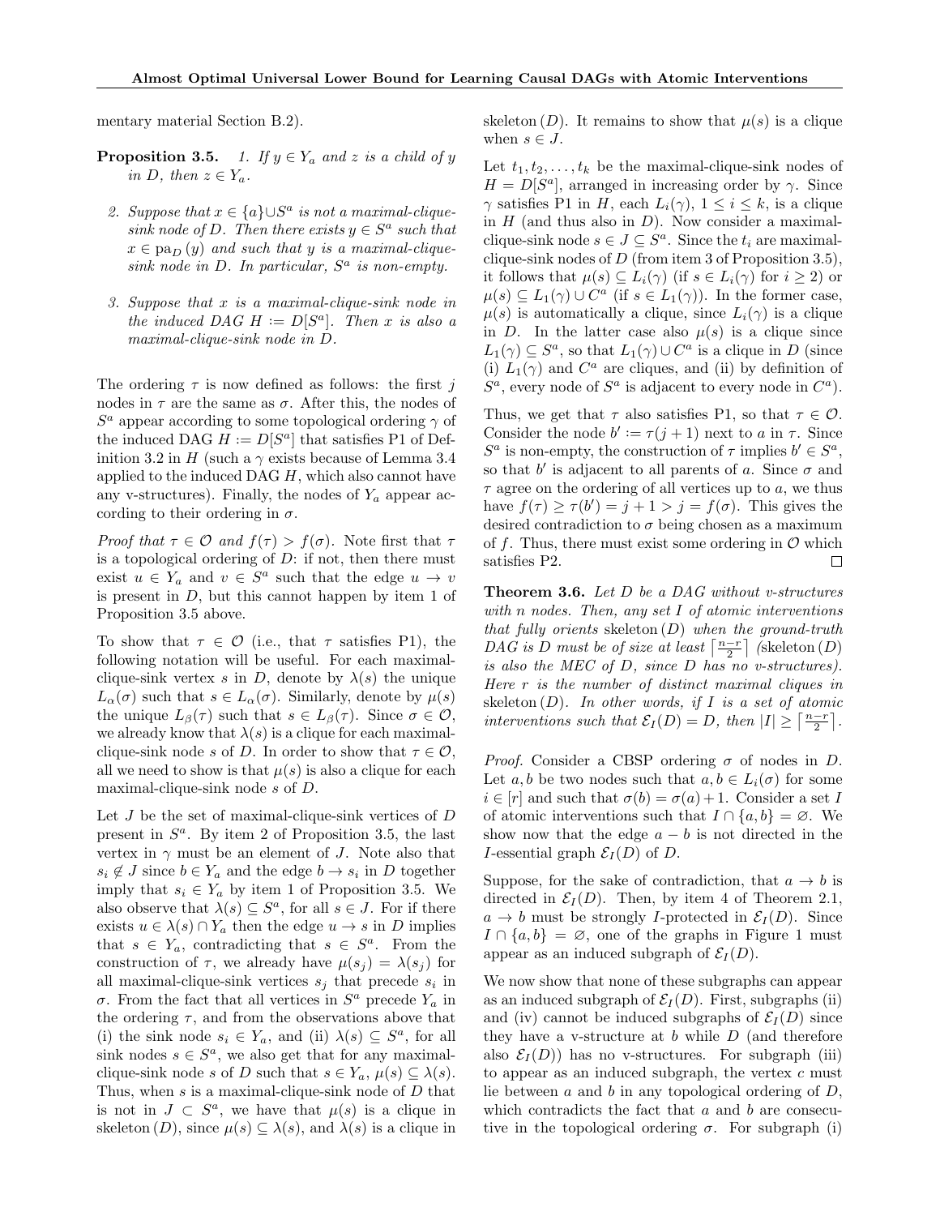mentary material Section B.2).

**Proposition 3.5.** *1. If $y \in Y_a$ and $z$ is a child of $y$ in $D$, then $z \in Y_a$.*

*2. Suppose that $x \in \{a\} \cup S^a$ is not a maximal-clique-sink node of $D$. Then there exists $y \in S^a$ such that $x \in \mathrm{pa}_D(y)$ and such that $y$ is a maximal-clique-sink node in $D$. In particular, $S^a$ is non-empty.*

*3. Suppose that $x$ is a maximal-clique-sink node in the induced DAG $H := D[S^a]$. Then $x$ is also a maximal-clique-sink node in $D$.*

The ordering $\tau$ is now defined as follows: the first $j$ nodes in $\tau$ are the same as $\sigma$. After this, the nodes of $S^a$ appear according to some topological ordering $\gamma$ of the induced DAG $H := D[S^a]$ that satisfies P1 of Definition 3.2 in $H$ (such a $\gamma$ exists because of Lemma 3.4 applied to the induced DAG $H$, which also cannot have any v-structures). Finally, the nodes of $Y_a$ appear according to their ordering in $\sigma$.

*Proof that $\tau \in \mathcal{O}$ and $f(\tau) > f(\sigma)$.* Note first that $\tau$ is a topological ordering of $D$: if not, then there must exist $u \in Y_a$ and $v \in S^a$ such that the edge $u \to v$ is present in $D$, but this cannot happen by item 1 of Proposition 3.5 above.

To show that $\tau \in \mathcal{O}$ (i.e., that $\tau$ satisfies P1), the following notation will be useful. For each maximal-clique-sink vertex $s$ in $D$, denote by $\lambda(s)$ the unique $L_\alpha(\sigma)$ such that $s \in L_\alpha(\sigma)$. Similarly, denote by $\mu(s)$ the unique $L_\beta(\tau)$ such that $s \in L_\beta(\tau)$. Since $\sigma \in \mathcal{O}$, we already know that $\lambda(s)$ is a clique for each maximal-clique-sink node $s$ of $D$. In order to show that $\tau \in \mathcal{O}$, all we need to show is that $\mu(s)$ is also a clique for each maximal-clique-sink node $s$ of $D$.

Let $J$ be the set of maximal-clique-sink vertices of $D$ present in $S^a$. By item 2 of Proposition 3.5, the last vertex in $\gamma$ must be an element of $J$. Note also that $s_i \notin J$ since $b \in Y_a$ and the edge $b \to s_i$ in $D$ together imply that $s_i \in Y_a$ by item 1 of Proposition 3.5. We also observe that $\lambda(s) \subseteq S^a$, for all $s \in J$. For if there exists $u \in \lambda(s) \cap Y_a$ then the edge $u \to s$ in $D$ implies that $s \in Y_a$, contradicting that $s \in S^a$. From the construction of $\tau$, we already have $\mu(s_j) = \lambda(s_j)$ for all maximal-clique-sink vertices $s_j$ that precede $s_i$ in $\sigma$. From the fact that all vertices in $S^a$ precede $Y_a$ in the ordering $\tau$, and from the observations above that (i) the sink node $s_i \in Y_a$, and (ii) $\lambda(s) \subseteq S^a$, for all sink nodes $s \in S^a$, we also get that for any maximal-clique-sink node $s$ of $D$ such that $s \in Y_a$, $\mu(s) \subseteq \lambda(s)$. Thus, when $s$ is a maximal-clique-sink node of $D$ that is not in $J \subset S^a$, we have that $\mu(s)$ is a clique in $\mathrm{skeleton}(D)$, since $\mu(s) \subseteq \lambda(s)$, and $\lambda(s)$ is a clique in $\mathrm{skeleton}(D)$. It remains to show that $\mu(s)$ is a clique when $s \in J$.

Let $t_1, t_2, \ldots, t_k$ be the maximal-clique-sink nodes of $H = D[S^a]$, arranged in increasing order by $\gamma$. Since $\gamma$ satisfies P1 in $H$, each $L_i(\gamma)$, $1 \le i \le k$, is a clique in $H$ (and thus also in $D$). Now consider a maximal-clique-sink node $s \in J \subseteq S^a$. Since the $t_i$ are maximal-clique-sink nodes of $D$ (from item 3 of Proposition 3.5), it follows that $\mu(s) \subseteq L_i(\gamma)$ (if $s \in L_i(\gamma)$ for $i \ge 2$) or $\mu(s) \subseteq L_1(\gamma) \cup C^a$ (if $s \in L_1(\gamma)$). In the former case, $\mu(s)$ is automatically a clique, since $L_i(\gamma)$ is a clique in $D$. In the latter case also $\mu(s)$ is a clique since $L_1(\gamma) \subseteq S^a$, so that $L_1(\gamma) \cup C^a$ is a clique in $D$ (since (i) $L_1(\gamma)$ and $C^a$ are cliques, and (ii) by definition of $S^a$, every node of $S^a$ is adjacent to every node in $C^a$).

Thus, we get that $\tau$ also satisfies P1, so that $\tau \in \mathcal{O}$. Consider the node $b' := \tau(j+1)$ next to $a$ in $\tau$. Since $S^a$ is non-empty, the construction of $\tau$ implies $b' \in S^a$, so that $b'$ is adjacent to all parents of $a$. Since $\sigma$ and $\tau$ agree on the ordering of all vertices up to $a$, we thus have $f(\tau) \ge \tau(b') = j + 1 > j = f(\sigma)$. This gives the desired contradiction to $\sigma$ being chosen as a maximum of $f$. Thus, there must exist some ordering in $\mathcal{O}$ which satisfies P2. ∎

**Theorem 3.6.** *Let $D$ be a DAG without v-structures with $n$ nodes. Then, any set $I$ of atomic interventions that fully orients $\mathrm{skeleton}(D)$ when the ground-truth DAG is $D$ must be of size at least $\lceil \frac{n-r}{2} \rceil$ ($\mathrm{skeleton}(D)$ is also the MEC of $D$, since $D$ has no v-structures). Here $r$ is the number of distinct maximal cliques in $\mathrm{skeleton}(D)$. In other words, if $I$ is a set of atomic interventions such that $\mathcal{E}_I(D) = D$, then $|I| \ge \lceil \frac{n-r}{2} \rceil$.*

*Proof.* Consider a CBSP ordering $\sigma$ of nodes in $D$. Let $a, b$ be two nodes such that $a, b \in L_i(\sigma)$ for some $i \in [r]$ and such that $\sigma(b) = \sigma(a) + 1$. Consider a set $I$ of atomic interventions such that $I \cap \{a, b\} = \varnothing$. We show now that the edge $a - b$ is not directed in the $I$-essential graph $\mathcal{E}_I(D)$ of $D$.

Suppose, for the sake of contradiction, that $a \to b$ is directed in $\mathcal{E}_I(D)$. Then, by item 4 of Theorem 2.1, $a \to b$ must be strongly $I$-protected in $\mathcal{E}_I(D)$. Since $I \cap \{a, b\} = \varnothing$, one of the graphs in Figure 1 must appear as an induced subgraph of $\mathcal{E}_I(D)$.

We now show that none of these subgraphs can appear as an induced subgraph of $\mathcal{E}_I(D)$. First, subgraphs (ii) and (iv) cannot be induced subgraphs of $\mathcal{E}_I(D)$ since they have a v-structure at $b$ while $D$ (and therefore also $\mathcal{E}_I(D)$) has no v-structures. For subgraph (iii) to appear as an induced subgraph, the vertex $c$ must lie between $a$ and $b$ in any topological ordering of $D$, which contradicts the fact that $a$ and $b$ are consecutive in the topological ordering $\sigma$. For subgraph (i)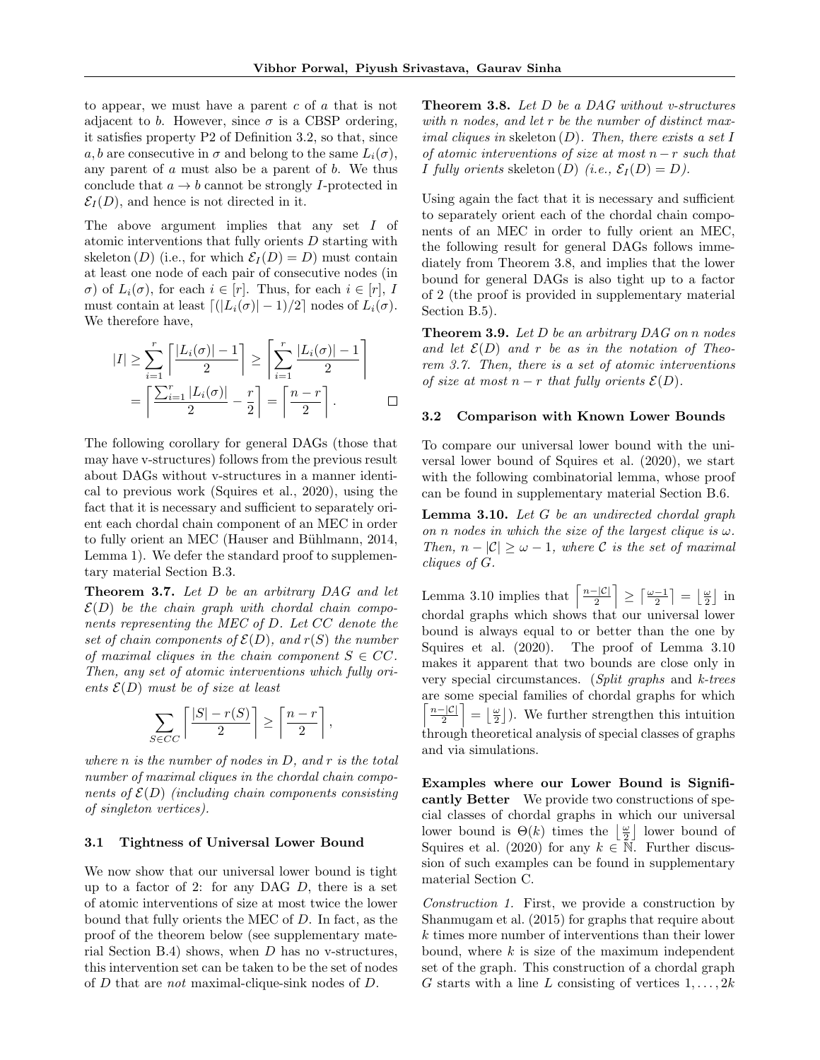to appear, we must have a parent $c$ of $a$ that is not adjacent to $b$. However, since $\sigma$ is a CBSP ordering, it satisfies property P2 of Definition 3.2, so that, since $a, b$ are consecutive in $\sigma$ and belong to the same $L_i(\sigma)$, any parent of $a$ must also be a parent of $b$. We thus conclude that $a \to b$ cannot be strongly $I$-protected in $\mathcal{E}_I(D)$, and hence is not directed in it.

The above argument implies that any set $I$ of atomic interventions that fully orients $D$ starting with skeleton $(D)$ (i.e., for which $\mathcal{E}_I(D) = D$) must contain at least one node of each pair of consecutive nodes (in $\sigma$) of $L_i(\sigma)$, for each $i \in [r]$. Thus, for each $i \in [r]$, $I$ must contain at least $\lceil (|L_i(\sigma)| - 1)/2 \rceil$ nodes of $L_i(\sigma)$. We therefore have,

$$|I| \geq \sum_{i=1}^{r} \left\lceil \frac{|L_i(\sigma)| - 1}{2} \right\rceil \geq \left\lceil \sum_{i=1}^{r} \frac{|L_i(\sigma)| - 1}{2} \right\rceil = \left\lceil \frac{\sum_{i=1}^{r} |L_i(\sigma)|}{2} - \frac{r}{2} \right\rceil = \left\lceil \frac{n-r}{2} \right\rceil .$$

□

The following corollary for general DAGs (those that may have v-structures) follows from the previous result about DAGs without v-structures in a manner identical to previous work (Squires et al., 2020), using the fact that it is necessary and sufficient to separately orient each chordal chain component of an MEC in order to fully orient an MEC (Hauser and Bühlmann, 2014, Lemma 1). We defer the standard proof to supplementary material Section B.3.

**Theorem 3.7.** *Let $D$ be an arbitrary DAG and let $\mathcal{E}(D)$ be the chain graph with chordal chain components representing the MEC of $D$. Let $CC$ denote the set of chain components of $\mathcal{E}(D)$, and $r(S)$ the number of maximal cliques in the chain component $S \in CC$. Then, any set of atomic interventions which fully orients $\mathcal{E}(D)$ must be of size at least*

$$\sum_{S \in CC} \left\lceil \frac{|S| - r(S)}{2} \right\rceil \geq \left\lceil \frac{n-r}{2} \right\rceil ,$$

*where $n$ is the number of nodes in $D$, and $r$ is the total number of maximal cliques in the chordal chain components of $\mathcal{E}(D)$ (including chain components consisting of singleton vertices).*

### 3.1 Tightness of Universal Lower Bound

We now show that our universal lower bound is tight up to a factor of 2: for any DAG $D$, there is a set of atomic interventions of size at most twice the lower bound that fully orients the MEC of $D$. In fact, as the proof of the theorem below (see supplementary material Section B.4) shows, when $D$ has no v-structures, this intervention set can be taken to be the set of nodes of $D$ that are *not* maximal-clique-sink nodes of $D$.

**Theorem 3.8.** *Let $D$ be a DAG without v-structures with $n$ nodes, and let $r$ be the number of distinct maximal cliques in* skeleton $(D)$*. Then, there exists a set $I$ of atomic interventions of size at most $n - r$ such that $I$ fully orients* skeleton $(D)$ *(i.e., $\mathcal{E}_I(D) = D$).*

Using again the fact that it is necessary and sufficient to separately orient each of the chordal chain components of an MEC in order to fully orient an MEC, the following result for general DAGs follows immediately from Theorem 3.8, and implies that the lower bound for general DAGs is also tight up to a factor of 2 (the proof is provided in supplementary material Section B.5).

**Theorem 3.9.** *Let $D$ be an arbitrary DAG on $n$ nodes and let $\mathcal{E}(D)$ and $r$ be as in the notation of Theorem 3.7. Then, there is a set of atomic interventions of size at most $n - r$ that fully orients $\mathcal{E}(D)$.*

### 3.2 Comparison with Known Lower Bounds

To compare our universal lower bound with the universal lower bound of Squires et al. (2020), we start with the following combinatorial lemma, whose proof can be found in supplementary material Section B.6.

**Lemma 3.10.** *Let $G$ be an undirected chordal graph on $n$ nodes in which the size of the largest clique is $\omega$. Then, $n - |\mathcal{C}| \geq \omega - 1$, where $\mathcal{C}$ is the set of maximal cliques of $G$.*

Lemma 3.10 implies that $\left\lceil \frac{n-|\mathcal{C}|}{2} \right\rceil \geq \left\lceil \frac{\omega-1}{2} \right\rceil = \left\lfloor \frac{\omega}{2} \right\rfloor$ in chordal graphs which shows that our universal lower bound is always equal to or better than the one by Squires et al. (2020). The proof of Lemma 3.10 makes it apparent that two bounds are close only in very special circumstances. (*Split graphs* and *k-trees* are some special families of chordal graphs for which $\left\lceil \frac{n-|\mathcal{C}|}{2} \right\rceil = \left\lfloor \frac{\omega}{2} \right\rfloor$). We further strengthen this intuition through theoretical analysis of special classes of graphs and via simulations.

**Examples where our Lower Bound is Significantly Better** We provide two constructions of special classes of chordal graphs in which our universal lower bound is $\Theta(k)$ times the $\left\lfloor \frac{\omega}{2} \right\rfloor$ lower bound of Squires et al. (2020) for any $k \in \mathbb{N}$. Further discussion of such examples can be found in supplementary material Section C.

*Construction 1.* First, we provide a construction by Shanmugam et al. (2015) for graphs that require about $k$ times more number of interventions than their lower bound, where $k$ is size of the maximum independent set of the graph. This construction of a chordal graph $G$ starts with a line $L$ consisting of vertices $1, \ldots, 2k$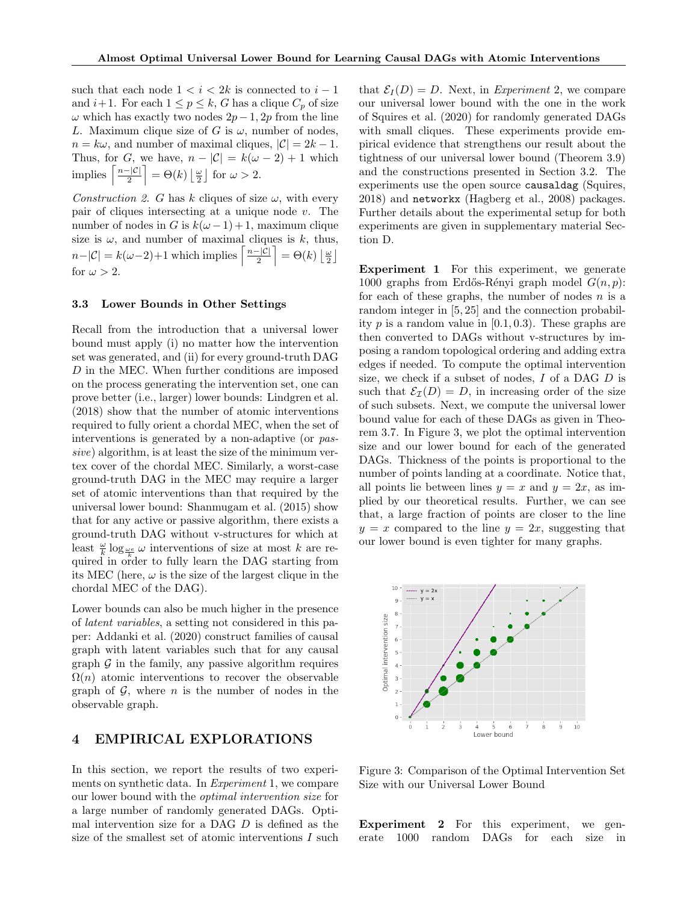such that each node $1 < i < 2k$ is connected to $i-1$ and $i+1$. For each $1 \leq p \leq k$, $G$ has a clique $C_p$ of size $\omega$ which has exactly two nodes $2p-1, 2p$ from the line $L$. Maximum clique size of $G$ is $\omega$, number of nodes, $n = k\omega$, and number of maximal cliques, $|\mathcal{C}| = 2k-1$. Thus, for $G$, we have, $n - |\mathcal{C}| = k(\omega - 2) + 1$ which implies $\left\lceil \frac{n-|\mathcal{C}|}{2} \right\rceil = \Theta(k) \left\lfloor \frac{\omega}{2} \right\rfloor$ for $\omega > 2$.

*Construction 2.* $G$ has $k$ cliques of size $\omega$, with every pair of cliques intersecting at a unique node $v$. The number of nodes in $G$ is $k(\omega-1)+1$, maximum clique size is $\omega$, and number of maximal cliques is $k$, thus, $n-|\mathcal{C}| = k(\omega-2)+1$ which implies $\left\lceil \frac{n-|\mathcal{C}|}{2} \right\rceil = \Theta(k) \left\lfloor \frac{\omega}{2} \right\rfloor$ for $\omega > 2$.

### 3.3 Lower Bounds in Other Settings

Recall from the introduction that a universal lower bound must apply (i) no matter how the intervention set was generated, and (ii) for every ground-truth DAG $D$ in the MEC. When further conditions are imposed on the process generating the intervention set, one can prove better (i.e., larger) lower bounds: Lindgren et al. (2018) show that the number of atomic interventions required to fully orient a chordal MEC, when the set of interventions is generated by a non-adaptive (or *passive*) algorithm, is at least the size of the minimum vertex cover of the chordal MEC. Similarly, a worst-case ground-truth DAG in the MEC may require a larger set of atomic interventions than that required by the universal lower bound: Shanmugam et al. (2015) show that for any active or passive algorithm, there exists a ground-truth DAG without v-structures for which at least $\frac{\omega}{k} \log_{\frac{\omega e}{k}} \omega$ interventions of size at most $k$ are required in order to fully learn the DAG starting from its MEC (here, $\omega$ is the size of the largest clique in the chordal MEC of the DAG).

Lower bounds can also be much higher in the presence of *latent variables*, a setting not considered in this paper: Addanki et al. (2020) construct families of causal graph with latent variables such that for any causal graph $\mathcal{G}$ in the family, any passive algorithm requires $\Omega(n)$ atomic interventions to recover the observable graph of $\mathcal{G}$, where $n$ is the number of nodes in the observable graph.

## 4 EMPIRICAL EXPLORATIONS

In this section, we report the results of two experiments on synthetic data. In *Experiment* 1, we compare our lower bound with the *optimal intervention size* for a large number of randomly generated DAGs. Optimal intervention size for a DAG $D$ is defined as the size of the smallest set of atomic interventions $I$ such that $\mathcal{E}_I(D) = D$. Next, in *Experiment* 2, we compare our universal lower bound with the one in the work of Squires et al. (2020) for randomly generated DAGs with small cliques. These experiments provide empirical evidence that strengthens our result about the tightness of our universal lower bound (Theorem 3.9) and the constructions presented in Section 3.2. The experiments use the open source `causaldag` (Squires, 2018) and `networkx` (Hagberg et al., 2008) packages. Further details about the experimental setup for both experiments are given in supplementary material Section D.

**Experiment 1** For this experiment, we generate 1000 graphs from Erdős-Rényi graph model $G(n,p)$: for each of these graphs, the number of nodes $n$ is a random integer in $[5, 25]$ and the connection probability $p$ is a random value in $[0.1, 0.3)$. These graphs are then converted to DAGs without v-structures by imposing a random topological ordering and adding extra edges if needed. To compute the optimal intervention size, we check if a subset of nodes, $I$ of a DAG $D$ is such that $\mathcal{E}_{\mathcal{I}}(D) = D$, in increasing order of the size of such subsets. Next, we compute the universal lower bound value for each of these DAGs as given in Theorem 3.7. In Figure 3, we plot the optimal intervention size and our lower bound for each of the generated DAGs. Thickness of the points is proportional to the number of points landing at a coordinate. Notice that, all points lie between lines $y = x$ and $y = 2x$, as implied by our theoretical results. Further, we can see that, a large fraction of points are closer to the line $y = x$ compared to the line $y = 2x$, suggesting that our lower bound is even tighter for many graphs.

Figure 3: Comparison of the Optimal Intervention Set Size with our Universal Lower Bound

**Experiment 2** For this experiment, we generate 1000 random DAGs for each size in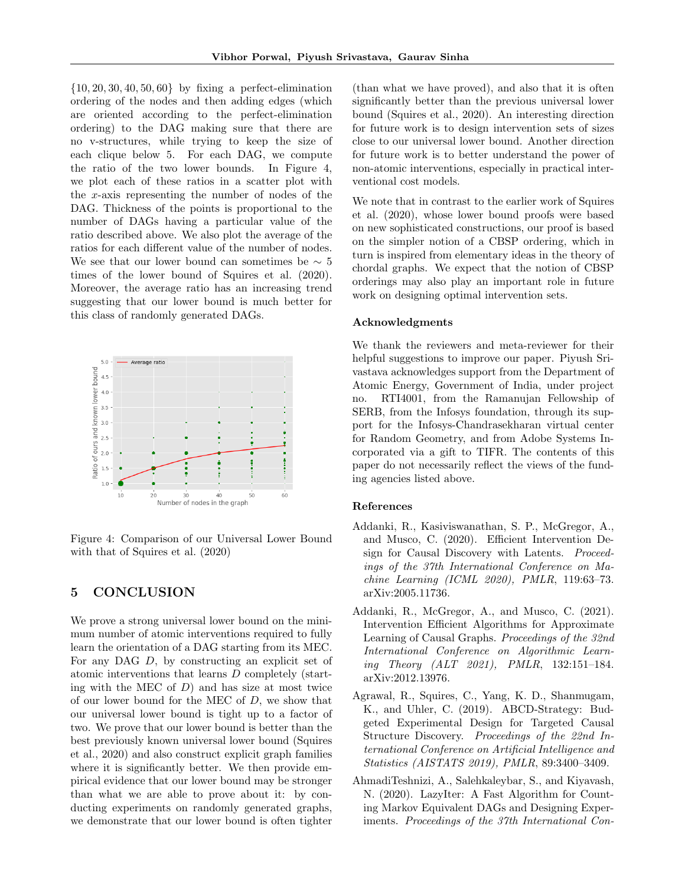$\{10, 20, 30, 40, 50, 60\}$ by fixing a perfect-elimination ordering of the nodes and then adding edges (which are oriented according to the perfect-elimination ordering) to the DAG making sure that there are no v-structures, while trying to keep the size of each clique below 5. For each DAG, we compute the ratio of the two lower bounds. In Figure 4, we plot each of these ratios in a scatter plot with the $x$-axis representing the number of nodes of the DAG. Thickness of the points is proportional to the number of DAGs having a particular value of the ratio described above. We also plot the average of the ratios for each different value of the number of nodes. We see that our lower bound can sometimes be $\sim 5$ times of the lower bound of Squires et al. (2020). Moreover, the average ratio has an increasing trend suggesting that our lower bound is much better for this class of randomly generated DAGs.

Figure 4: Comparison of our Universal Lower Bound with that of Squires et al. (2020)

## 5 CONCLUSION

We prove a strong universal lower bound on the minimum number of atomic interventions required to fully learn the orientation of a DAG starting from its MEC. For any DAG $D$, by constructing an explicit set of atomic interventions that learns $D$ completely (starting with the MEC of $D$) and has size at most twice of our lower bound for the MEC of $D$, we show that our universal lower bound is tight up to a factor of two. We prove that our lower bound is better than the best previously known universal lower bound (Squires et al., 2020) and also construct explicit graph families where it is significantly better. We then provide empirical evidence that our lower bound may be stronger than what we are able to prove about it: by conducting experiments on randomly generated graphs, we demonstrate that our lower bound is often tighter (than what we have proved), and also that it is often significantly better than the previous universal lower bound (Squires et al., 2020). An interesting direction for future work is to design intervention sets of sizes close to our universal lower bound. Another direction for future work is to better understand the power of non-atomic interventions, especially in practical interventional cost models.

We note that in contrast to the earlier work of Squires et al. (2020), whose lower bound proofs were based on new sophisticated constructions, our proof is based on the simpler notion of a CBSP ordering, which in turn is inspired from elementary ideas in the theory of chordal graphs. We expect that the notion of CBSP orderings may also play an important role in future work on designing optimal intervention sets.

### Acknowledgments

We thank the reviewers and meta-reviewer for their helpful suggestions to improve our paper. Piyush Srivastava acknowledges support from the Department of Atomic Energy, Government of India, under project no. RTI4001, from the Ramanujan Fellowship of SERB, from the Infosys foundation, through its support for the Infosys-Chandrasekharan virtual center for Random Geometry, and from Adobe Systems Incorporated via a gift to TIFR. The contents of this paper do not necessarily reflect the views of the funding agencies listed above.

### References

Addanki, R., Kasiviswanathan, S. P., McGregor, A., and Musco, C. (2020). Efficient Intervention Design for Causal Discovery with Latents. *Proceedings of the 37th International Conference on Machine Learning (ICML 2020), PMLR*, 119:63–73. arXiv:2005.11736.

Addanki, R., McGregor, A., and Musco, C. (2021). Intervention Efficient Algorithms for Approximate Learning of Causal Graphs. *Proceedings of the 32nd International Conference on Algorithmic Learning Theory (ALT 2021), PMLR*, 132:151–184. arXiv:2012.13976.

Agrawal, R., Squires, C., Yang, K. D., Shanmugam, K., and Uhler, C. (2019). ABCD-Strategy: Budgeted Experimental Design for Targeted Causal Structure Discovery. *Proceedings of the 22nd International Conference on Artificial Intelligence and Statistics (AISTATS 2019), PMLR*, 89:3400–3409.

AhmadiTeshnizi, A., Salehkaleybar, S., and Kiyavash, N. (2020). LazyIter: A Fast Algorithm for Counting Markov Equivalent DAGs and Designing Experiments. *Proceedings of the 37th International Con-*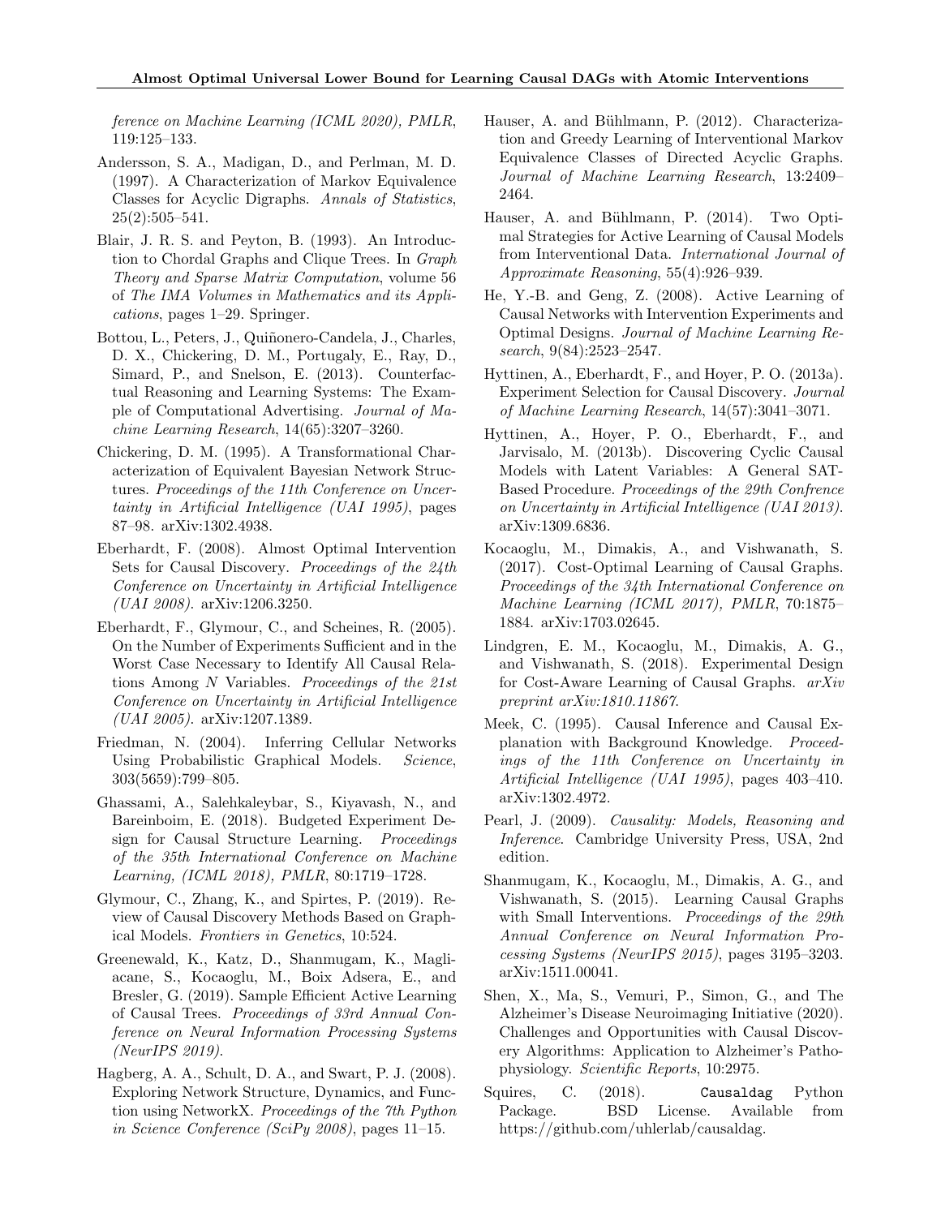*ference on Machine Learning (ICML 2020), PMLR*, 119:125–133.

Andersson, S. A., Madigan, D., and Perlman, M. D. (1997). A Characterization of Markov Equivalence Classes for Acyclic Digraphs. *Annals of Statistics*, 25(2):505–541.

Blair, J. R. S. and Peyton, B. (1993). An Introduction to Chordal Graphs and Clique Trees. In *Graph Theory and Sparse Matrix Computation*, volume 56 of *The IMA Volumes in Mathematics and its Applications*, pages 1–29. Springer.

Bottou, L., Peters, J., Quiñonero-Candela, J., Charles, D. X., Chickering, D. M., Portugaly, E., Ray, D., Simard, P., and Snelson, E. (2013). Counterfactual Reasoning and Learning Systems: The Example of Computational Advertising. *Journal of Machine Learning Research*, 14(65):3207–3260.

Chickering, D. M. (1995). A Transformational Characterization of Equivalent Bayesian Network Structures. *Proceedings of the 11th Conference on Uncertainty in Artificial Intelligence (UAI 1995)*, pages 87–98. arXiv:1302.4938.

Eberhardt, F. (2008). Almost Optimal Intervention Sets for Causal Discovery. *Proceedings of the 24th Conference on Uncertainty in Artificial Intelligence (UAI 2008)*. arXiv:1206.3250.

Eberhardt, F., Glymour, C., and Scheines, R. (2005). On the Number of Experiments Sufficient and in the Worst Case Necessary to Identify All Causal Relations Among N Variables. *Proceedings of the 21st Conference on Uncertainty in Artificial Intelligence (UAI 2005)*. arXiv:1207.1389.

Friedman, N. (2004). Inferring Cellular Networks Using Probabilistic Graphical Models. *Science*, 303(5659):799–805.

Ghassami, A., Salehkaleybar, S., Kiyavash, N., and Bareinboim, E. (2018). Budgeted Experiment Design for Causal Structure Learning. *Proceedings of the 35th International Conference on Machine Learning, (ICML 2018), PMLR*, 80:1719–1728.

Glymour, C., Zhang, K., and Spirtes, P. (2019). Review of Causal Discovery Methods Based on Graphical Models. *Frontiers in Genetics*, 10:524.

Greenewald, K., Katz, D., Shanmugam, K., Magliacane, S., Kocaoglu, M., Boix Adsera, E., and Bresler, G. (2019). Sample Efficient Active Learning of Causal Trees. *Proceedings of 33rd Annual Conference on Neural Information Processing Systems (NeurIPS 2019)*.

Hagberg, A. A., Schult, D. A., and Swart, P. J. (2008). Exploring Network Structure, Dynamics, and Function using NetworkX. *Proceedings of the 7th Python in Science Conference (SciPy 2008)*, pages 11–15.

Hauser, A. and Bühlmann, P. (2012). Characterization and Greedy Learning of Interventional Markov Equivalence Classes of Directed Acyclic Graphs. *Journal of Machine Learning Research*, 13:2409–2464.

Hauser, A. and Bühlmann, P. (2014). Two Optimal Strategies for Active Learning of Causal Models from Interventional Data. *International Journal of Approximate Reasoning*, 55(4):926–939.

He, Y.-B. and Geng, Z. (2008). Active Learning of Causal Networks with Intervention Experiments and Optimal Designs. *Journal of Machine Learning Research*, 9(84):2523–2547.

Hyttinen, A., Eberhardt, F., and Hoyer, P. O. (2013a). Experiment Selection for Causal Discovery. *Journal of Machine Learning Research*, 14(57):3041–3071.

Hyttinen, A., Hoyer, P. O., Eberhardt, F., and Jarvisalo, M. (2013b). Discovering Cyclic Causal Models with Latent Variables: A General SAT-Based Procedure. *Proceedings of the 29th Confrence on Uncertainty in Artificial Intelligence (UAI 2013)*. arXiv:1309.6836.

Kocaoglu, M., Dimakis, A., and Vishwanath, S. (2017). Cost-Optimal Learning of Causal Graphs. *Proceedings of the 34th International Conference on Machine Learning (ICML 2017), PMLR*, 70:1875–1884. arXiv:1703.02645.

Lindgren, E. M., Kocaoglu, M., Dimakis, A. G., and Vishwanath, S. (2018). Experimental Design for Cost-Aware Learning of Causal Graphs. *arXiv preprint arXiv:1810.11867*.

Meek, C. (1995). Causal Inference and Causal Explanation with Background Knowledge. *Proceedings of the 11th Conference on Uncertainty in Artificial Intelligence (UAI 1995)*, pages 403–410. arXiv:1302.4972.

Pearl, J. (2009). *Causality: Models, Reasoning and Inference*. Cambridge University Press, USA, 2nd edition.

Shanmugam, K., Kocaoglu, M., Dimakis, A. G., and Vishwanath, S. (2015). Learning Causal Graphs with Small Interventions. *Proceedings of the 29th Annual Conference on Neural Information Processing Systems (NeurIPS 2015)*, pages 3195–3203. arXiv:1511.00041.

Shen, X., Ma, S., Vemuri, P., Simon, G., and The Alzheimer's Disease Neuroimaging Initiative (2020). Challenges and Opportunities with Causal Discovery Algorithms: Application to Alzheimer's Pathophysiology. *Scientific Reports*, 10:2975.

Squires, C. (2018). `Causaldag` Python Package. BSD License. Available from https://github.com/uhlerlab/causaldag.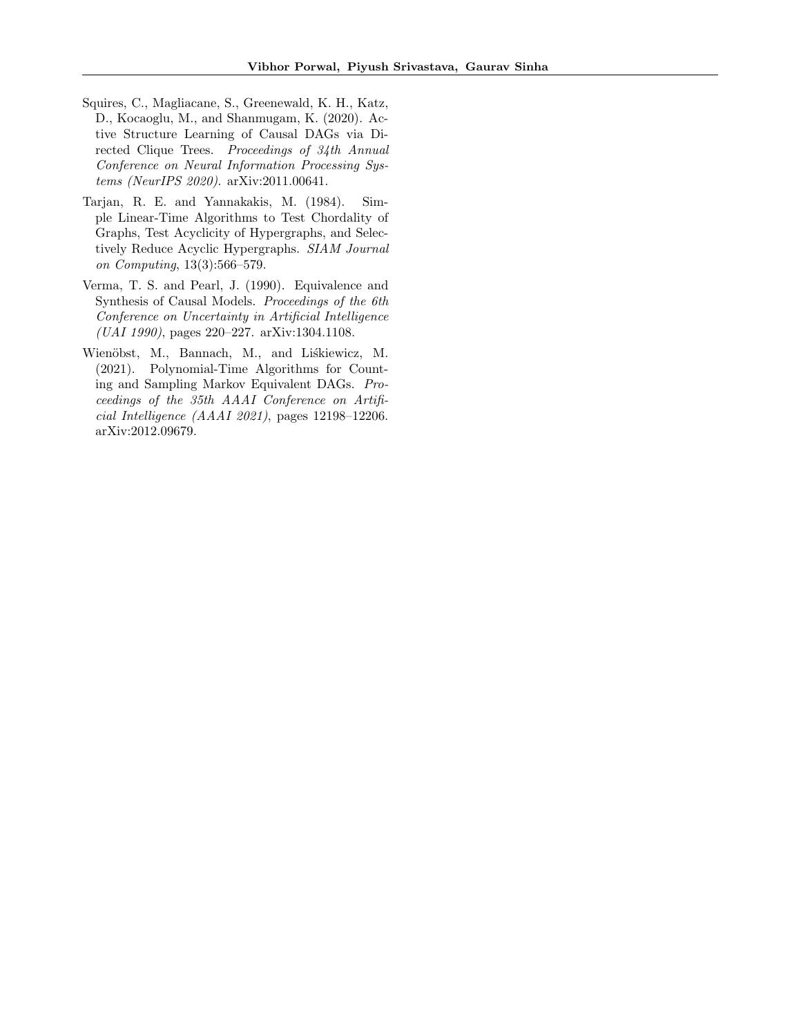Squires, C., Magliacane, S., Greenewald, K. H., Katz, D., Kocaoglu, M., and Shanmugam, K. (2020). Active Structure Learning of Causal DAGs via Directed Clique Trees. *Proceedings of 34th Annual Conference on Neural Information Processing Systems (NeurIPS 2020)*. arXiv:2011.00641.

Tarjan, R. E. and Yannakakis, M. (1984). Simple Linear-Time Algorithms to Test Chordality of Graphs, Test Acyclicity of Hypergraphs, and Selectively Reduce Acyclic Hypergraphs. *SIAM Journal on Computing*, 13(3):566–579.

Verma, T. S. and Pearl, J. (1990). Equivalence and Synthesis of Causal Models. *Proceedings of the 6th Conference on Uncertainty in Artificial Intelligence (UAI 1990)*, pages 220–227. arXiv:1304.1108.

Wienöbst, M., Bannach, M., and Liśkiewicz, M. (2021). Polynomial-Time Algorithms for Counting and Sampling Markov Equivalent DAGs. *Proceedings of the 35th AAAI Conference on Artificial Intelligence (AAAI 2021)*, pages 12198–12206. arXiv:2012.09679.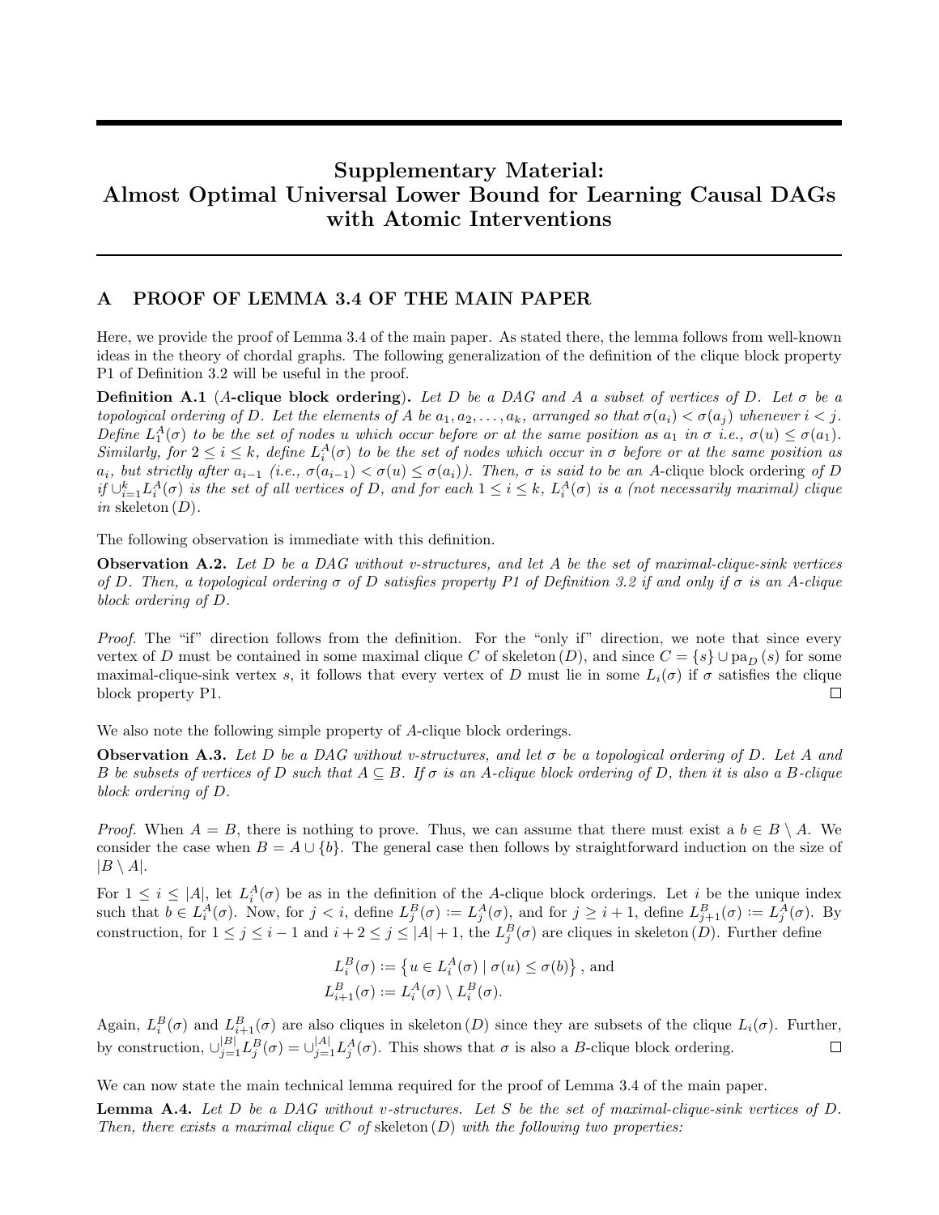# Supplementary Material: Almost Optimal Universal Lower Bound for Learning Causal DAGs with Atomic Interventions

## A PROOF OF LEMMA 3.4 OF THE MAIN PAPER

Here, we provide the proof of Lemma 3.4 of the main paper. As stated there, the lemma follows from well-known ideas in the theory of chordal graphs. The following generalization of the definition of the clique block property P1 of Definition 3.2 will be useful in the proof.

**Definition A.1** (*A*-**clique block ordering**). *Let $D$ be a DAG and $A$ a subset of vertices of $D$. Let $\sigma$ be a topological ordering of $D$. Let the elements of $A$ be $a_1, a_2, \ldots, a_k$, arranged so that $\sigma(a_i) < \sigma(a_j)$ whenever $i < j$. Define $L_1^A(\sigma)$ to be the set of nodes $u$ which occur before or at the same position as $a_1$ in $\sigma$ i.e., $\sigma(u) \leq \sigma(a_1)$. Similarly, for $2 \leq i \leq k$, define $L_i^A(\sigma)$ to be the set of nodes which occur in $\sigma$ before or at the same position as $a_i$, but strictly after $a_{i-1}$ (i.e., $\sigma(a_{i-1}) < \sigma(u) \leq \sigma(a_i)$). Then, $\sigma$ is said to be an* $A$-clique block ordering *of $D$ if $\cup_{i=1}^{k} L_i^A(\sigma)$ is the set of all vertices of $D$, and for each $1 \leq i \leq k$, $L_i^A(\sigma)$ is a (not necessarily maximal) clique in* skeleton $(D)$.

The following observation is immediate with this definition.

**Observation A.2.** *Let $D$ be a DAG without v-structures, and let $A$ be the set of maximal-clique-sink vertices of $D$. Then, a topological ordering $\sigma$ of $D$ satisfies property P1 of Definition 3.2 if and only if $\sigma$ is an $A$-clique block ordering of $D$.*

*Proof.* The "if" direction follows from the definition. For the "only if" direction, we note that since every vertex of $D$ must be contained in some maximal clique $C$ of skeleton $(D)$, and since $C = \{s\} \cup \mathrm{pa}_D(s)$ for some maximal-clique-sink vertex $s$, it follows that every vertex of $D$ must lie in some $L_i(\sigma)$ if $\sigma$ satisfies the clique block property P1. ◻

We also note the following simple property of $A$-clique block orderings.

**Observation A.3.** *Let $D$ be a DAG without v-structures, and let $\sigma$ be a topological ordering of $D$. Let $A$ and $B$ be subsets of vertices of $D$ such that $A \subseteq B$. If $\sigma$ is an $A$-clique block ordering of $D$, then it is also a $B$-clique block ordering of $D$.*

*Proof.* When $A = B$, there is nothing to prove. Thus, we can assume that there must exist a $b \in B \setminus A$. We consider the case when $B = A \cup \{b\}$. The general case then follows by straightforward induction on the size of $|B \setminus A|$.

For $1 \leq i \leq |A|$, let $L_i^A(\sigma)$ be as in the definition of the $A$-clique block orderings. Let $i$ be the unique index such that $b \in L_i^A(\sigma)$. Now, for $j < i$, define $L_j^B(\sigma) := L_j^A(\sigma)$, and for $j \geq i+1$, define $L_{j+1}^B(\sigma) := L_j^A(\sigma)$. By construction, for $1 \leq j \leq i-1$ and $i+2 \leq j \leq |A|+1$, the $L_j^B(\sigma)$ are cliques in skeleton $(D)$. Further define

$$
\begin{aligned}
L_i^B(\sigma) &:= \left\{ u \in L_i^A(\sigma) \mid \sigma(u) \leq \sigma(b) \right\}, \text{ and} \\
L_{i+1}^B(\sigma) &:= L_i^A(\sigma) \setminus L_i^B(\sigma).
\end{aligned}
$$

Again, $L_i^B(\sigma)$ and $L_{i+1}^B(\sigma)$ are also cliques in skeleton $(D)$ since they are subsets of the clique $L_i(\sigma)$. Further, by construction, $\cup_{j=1}^{|B|} L_j^B(\sigma) = \cup_{j=1}^{|A|} L_j^A(\sigma)$. This shows that $\sigma$ is also a $B$-clique block ordering. ◻

We can now state the main technical lemma required for the proof of Lemma 3.4 of the main paper.

**Lemma A.4.** *Let $D$ be a DAG without v-structures. Let $S$ be the set of maximal-clique-sink vertices of $D$. Then, there exists a maximal clique $C$ of* skeleton $(D)$ *with the following two properties:*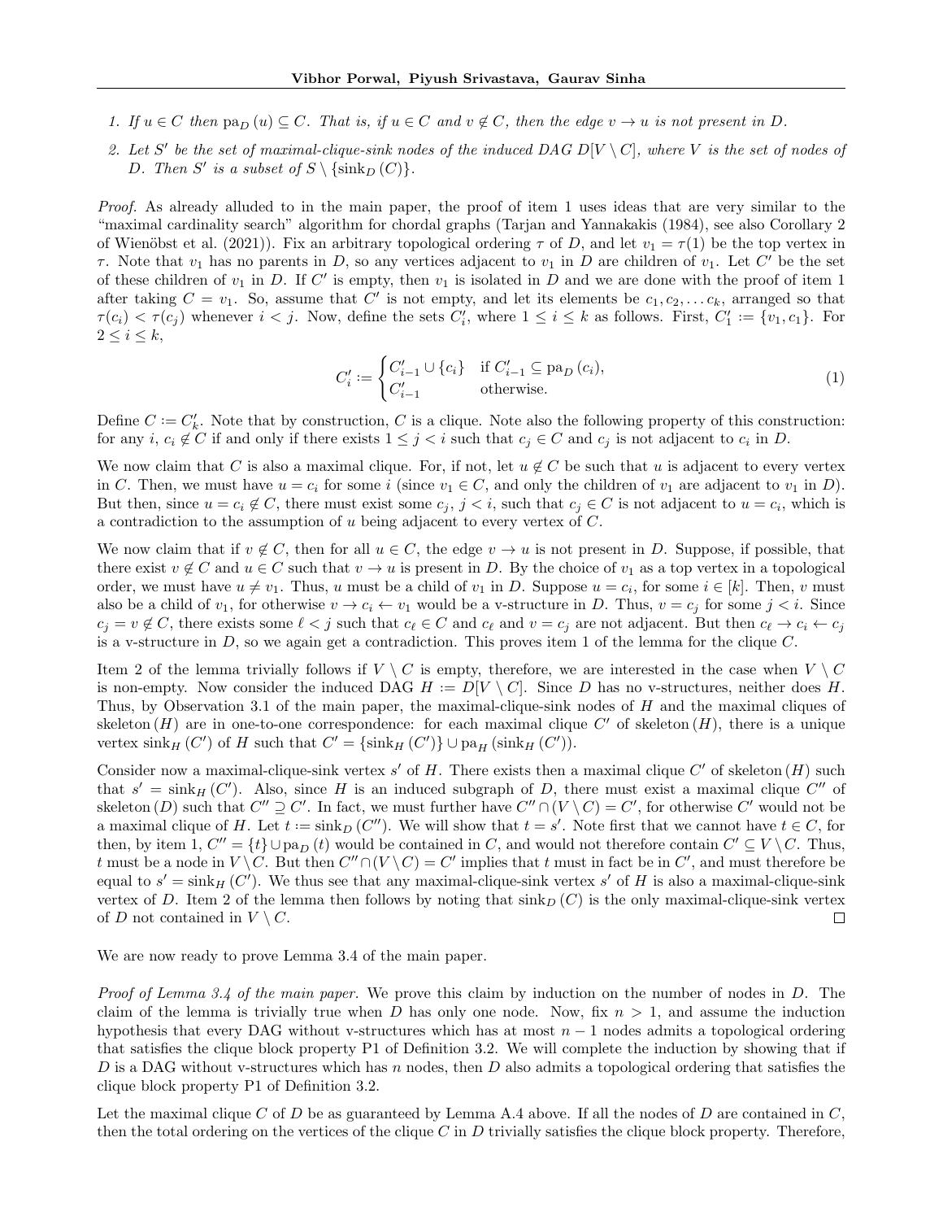1. *If $u \in C$ then $\mathrm{pa}_D(u) \subseteq C$. That is, if $u \in C$ and $v \notin C$, then the edge $v \to u$ is not present in $D$.*
2. *Let $S'$ be the set of maximal-clique-sink nodes of the induced DAG $D[V \setminus C]$, where $V$ is the set of nodes of $D$. Then $S'$ is a subset of $S \setminus \{\mathrm{sink}_D(C)\}$.*

*Proof.* As already alluded to in the main paper, the proof of item 1 uses ideas that are very similar to the "maximal cardinality search" algorithm for chordal graphs (Tarjan and Yannakakis (1984), see also Corollary 2 of Wienöbst et al. (2021)). Fix an arbitrary topological ordering $\tau$ of $D$, and let $v_1 = \tau(1)$ be the top vertex in $\tau$. Note that $v_1$ has no parents in $D$, so any vertices adjacent to $v_1$ in $D$ are children of $v_1$. Let $C'$ be the set of these children of $v_1$ in $D$. If $C'$ is empty, then $v_1$ is isolated in $D$ and we are done with the proof of item 1 after taking $C = v_1$. So, assume that $C'$ is not empty, and let its elements be $c_1, c_2, \ldots c_k$, arranged so that $\tau(c_i) < \tau(c_j)$ whenever $i < j$. Now, define the sets $C'_i$, where $1 \leq i \leq k$ as follows. First, $C'_1 := \{v_1, c_1\}$. For $2 \leq i \leq k$,

$$C'_i := \begin{cases} C'_{i-1} \cup \{c_i\} & \text{if } C'_{i-1} \subseteq \mathrm{pa}_D(c_i), \\ C'_{i-1} & \text{otherwise.} \end{cases} \tag{1}$$

Define $C := C'_k$. Note that by construction, $C$ is a clique. Note also the following property of this construction: for any $i$, $c_i \notin C$ if and only if there exists $1 \leq j < i$ such that $c_j \in C$ and $c_j$ is not adjacent to $c_i$ in $D$.

We now claim that $C$ is also a maximal clique. For, if not, let $u \notin C$ be such that $u$ is adjacent to every vertex in $C$. Then, we must have $u = c_i$ for some $i$ (since $v_1 \in C$, and only the children of $v_1$ are adjacent to $v_1$ in $D$). But then, since $u = c_i \notin C$, there must exist some $c_j$, $j < i$, such that $c_j \in C$ is not adjacent to $u = c_i$, which is a contradiction to the assumption of $u$ being adjacent to every vertex of $C$.

We now claim that if $v \notin C$, then for all $u \in C$, the edge $v \to u$ is not present in $D$. Suppose, if possible, that there exist $v \notin C$ and $u \in C$ such that $v \to u$ is present in $D$. By the choice of $v_1$ as a top vertex in a topological order, we must have $u \neq v_1$. Thus, $u$ must be a child of $v_1$ in $D$. Suppose $u = c_i$, for some $i \in [k]$. Then, $v$ must also be a child of $v_1$, for otherwise $v \to c_i \leftarrow v_1$ would be a v-structure in $D$. Thus, $v = c_j$ for some $j < i$. Since $c_j = v \notin C$, there exists some $\ell < j$ such that $c_\ell \in C$ and $c_\ell$ and $v = c_j$ are not adjacent. But then $c_\ell \to c_i \leftarrow c_j$ is a v-structure in $D$, so we again get a contradiction. This proves item 1 of the lemma for the clique $C$.

Item 2 of the lemma trivially follows if $V \setminus C$ is empty, therefore, we are interested in the case when $V \setminus C$ is non-empty. Now consider the induced DAG $H := D[V \setminus C]$. Since $D$ has no v-structures, neither does $H$. Thus, by Observation 3.1 of the main paper, the maximal-clique-sink nodes of $H$ and the maximal cliques of $\mathrm{skeleton}(H)$ are in one-to-one correspondence: for each maximal clique $C'$ of $\mathrm{skeleton}(H)$, there is a unique vertex $\mathrm{sink}_H(C')$ of $H$ such that $C' = \{\mathrm{sink}_H(C')\} \cup \mathrm{pa}_H(\mathrm{sink}_H(C'))$.

Consider now a maximal-clique-sink vertex $s'$ of $H$. There exists then a maximal clique $C'$ of $\mathrm{skeleton}(H)$ such that $s' = \mathrm{sink}_H(C')$. Also, since $H$ is an induced subgraph of $D$, there must exist a maximal clique $C''$ of $\mathrm{skeleton}(D)$ such that $C'' \supseteq C'$. In fact, we must further have $C'' \cap (V \setminus C) = C'$, for otherwise $C'$ would not be a maximal clique of $H$. Let $t := \mathrm{sink}_D(C'')$. We will show that $t = s'$. Note first that we cannot have $t \in C$, for then, by item 1, $C'' = \{t\} \cup \mathrm{pa}_D(t)$ would be contained in $C$, and would not therefore contain $C' \subseteq V \setminus C$. Thus, $t$ must be a node in $V \setminus C$. But then $C'' \cap (V \setminus C) = C'$ implies that $t$ must in fact be in $C'$, and must therefore be equal to $s' = \mathrm{sink}_H(C')$. We thus see that any maximal-clique-sink vertex $s'$ of $H$ is also a maximal-clique-sink vertex of $D$. Item 2 of the lemma then follows by noting that $\mathrm{sink}_D(C)$ is the only maximal-clique-sink vertex of $D$ not contained in $V \setminus C$. ◻

We are now ready to prove Lemma 3.4 of the main paper.

*Proof of Lemma 3.4 of the main paper.* We prove this claim by induction on the number of nodes in $D$. The claim of the lemma is trivially true when $D$ has only one node. Now, fix $n > 1$, and assume the induction hypothesis that every DAG without v-structures which has at most $n-1$ nodes admits a topological ordering that satisfies the clique block property P1 of Definition 3.2. We will complete the induction by showing that if $D$ is a DAG without v-structures which has $n$ nodes, then $D$ also admits a topological ordering that satisfies the clique block property P1 of Definition 3.2.

Let the maximal clique $C$ of $D$ be as guaranteed by Lemma A.4 above. If all the nodes of $D$ are contained in $C$, then the total ordering on the vertices of the clique $C$ in $D$ trivially satisfies the clique block property. Therefore,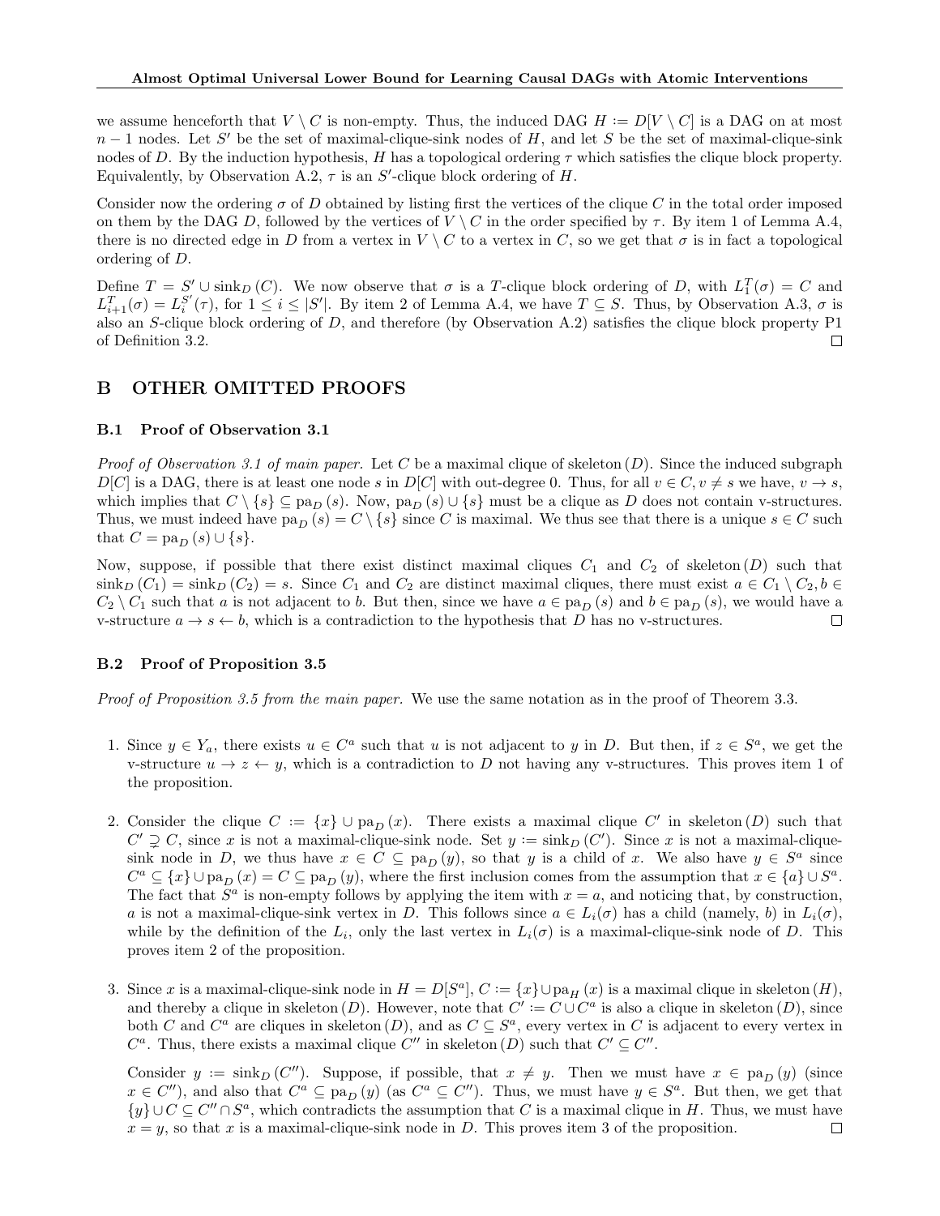we assume henceforth that $V \setminus C$ is non-empty. Thus, the induced DAG $H := D[V \setminus C]$ is a DAG on at most $n-1$ nodes. Let $S'$ be the set of maximal-clique-sink nodes of $H$, and let $S$ be the set of maximal-clique-sink nodes of $D$. By the induction hypothesis, $H$ has a topological ordering $\tau$ which satisfies the clique block property. Equivalently, by Observation A.2, $\tau$ is an $S'$-clique block ordering of $H$.

Consider now the ordering $\sigma$ of $D$ obtained by listing first the vertices of the clique $C$ in the total order imposed on them by the DAG $D$, followed by the vertices of $V \setminus C$ in the order specified by $\tau$. By item 1 of Lemma A.4, there is no directed edge in $D$ from a vertex in $V \setminus C$ to a vertex in $C$, so we get that $\sigma$ is in fact a topological ordering of $D$.

Define $T = S' \cup \text{sink}_D(C)$. We now observe that $\sigma$ is a $T$-clique block ordering of $D$, with $L_1^T(\sigma) = C$ and $L_{i+1}^T(\sigma) = L_i^{S'}(\tau)$, for $1 \le i \le |S'|$. By item 2 of Lemma A.4, we have $T \subseteq S$. Thus, by Observation A.3, $\sigma$ is also an $S$-clique block ordering of $D$, and therefore (by Observation A.2) satisfies the clique block property P1 of Definition 3.2. □

# B OTHER OMITTED PROOFS

## B.1 Proof of Observation 3.1

*Proof of Observation 3.1 of main paper.* Let $C$ be a maximal clique of $\text{skeleton}(D)$. Since the induced subgraph $D[C]$ is a DAG, there is at least one node $s$ in $D[C]$ with out-degree 0. Thus, for all $v \in C, v \neq s$ we have, $v \to s$, which implies that $C \setminus \{s\} \subseteq \text{pa}_D(s)$. Now, $\text{pa}_D(s) \cup \{s\}$ must be a clique as $D$ does not contain v-structures. Thus, we must indeed have $\text{pa}_D(s) = C \setminus \{s\}$ since $C$ is maximal. We thus see that there is a unique $s \in C$ such that $C = \text{pa}_D(s) \cup \{s\}$.

Now, suppose, if possible that there exist distinct maximal cliques $C_1$ and $C_2$ of $\text{skeleton}(D)$ such that $\text{sink}_D(C_1) = \text{sink}_D(C_2) = s$. Since $C_1$ and $C_2$ are distinct maximal cliques, there must exist $a \in C_1 \setminus C_2, b \in C_2 \setminus C_1$ such that $a$ is not adjacent to $b$. But then, since we have $a \in \text{pa}_D(s)$ and $b \in \text{pa}_D(s)$, we would have a v-structure $a \to s \leftarrow b$, which is a contradiction to the hypothesis that $D$ has no v-structures. □

## B.2 Proof of Proposition 3.5

*Proof of Proposition 3.5 from the main paper.* We use the same notation as in the proof of Theorem 3.3.

1. Since $y \in Y_a$, there exists $u \in C^a$ such that $u$ is not adjacent to $y$ in $D$. But then, if $z \in S^a$, we get the v-structure $u \to z \leftarrow y$, which is a contradiction to $D$ not having any v-structures. This proves item 1 of the proposition.

2. Consider the clique $C := \{x\} \cup \text{pa}_D(x)$. There exists a maximal clique $C'$ in $\text{skeleton}(D)$ such that $C' \supsetneq C$, since $x$ is not a maximal-clique-sink node. Set $y := \text{sink}_D(C')$. Since $x$ is not a maximal-clique-sink node in $D$, we thus have $x \in C \subseteq \text{pa}_D(y)$, so that $y$ is a child of $x$. We also have $y \in S^a$ since $C^a \subseteq \{x\} \cup \text{pa}_D(x) = C \subseteq \text{pa}_D(y)$, where the first inclusion comes from the assumption that $x \in \{a\} \cup S^a$. The fact that $S^a$ is non-empty follows by applying the item with $x = a$, and noticing that, by construction, $a$ is not a maximal-clique-sink vertex in $D$. This follows since $a \in L_i(\sigma)$ has a child (namely, $b$) in $L_i(\sigma)$, while by the definition of the $L_i$, only the last vertex in $L_i(\sigma)$ is a maximal-clique-sink node of $D$. This proves item 2 of the proposition.

3. Since $x$ is a maximal-clique-sink node in $H = D[S^a]$, $C := \{x\} \cup \text{pa}_H(x)$ is a maximal clique in $\text{skeleton}(H)$, and thereby a clique in $\text{skeleton}(D)$. However, note that $C' := C \cup C^a$ is also a clique in $\text{skeleton}(D)$, since both $C$ and $C^a$ are cliques in $\text{skeleton}(D)$, and as $C \subseteq S^a$, every vertex in $C$ is adjacent to every vertex in $C^a$. Thus, there exists a maximal clique $C''$ in $\text{skeleton}(D)$ such that $C' \subseteq C''$.

   Consider $y := \text{sink}_D(C'')$. Suppose, if possible, that $x \neq y$. Then we must have $x \in \text{pa}_D(y)$ (since $x \in C''$), and also that $C^a \subseteq \text{pa}_D(y)$ (as $C^a \subseteq C''$). Thus, we must have $y \in S^a$. But then, we get that $\{y\} \cup C \subseteq C'' \cap S^a$, which contradicts the assumption that $C$ is a maximal clique in $H$. Thus, we must have $x = y$, so that $x$ is a maximal-clique-sink node in $D$. This proves item 3 of the proposition. □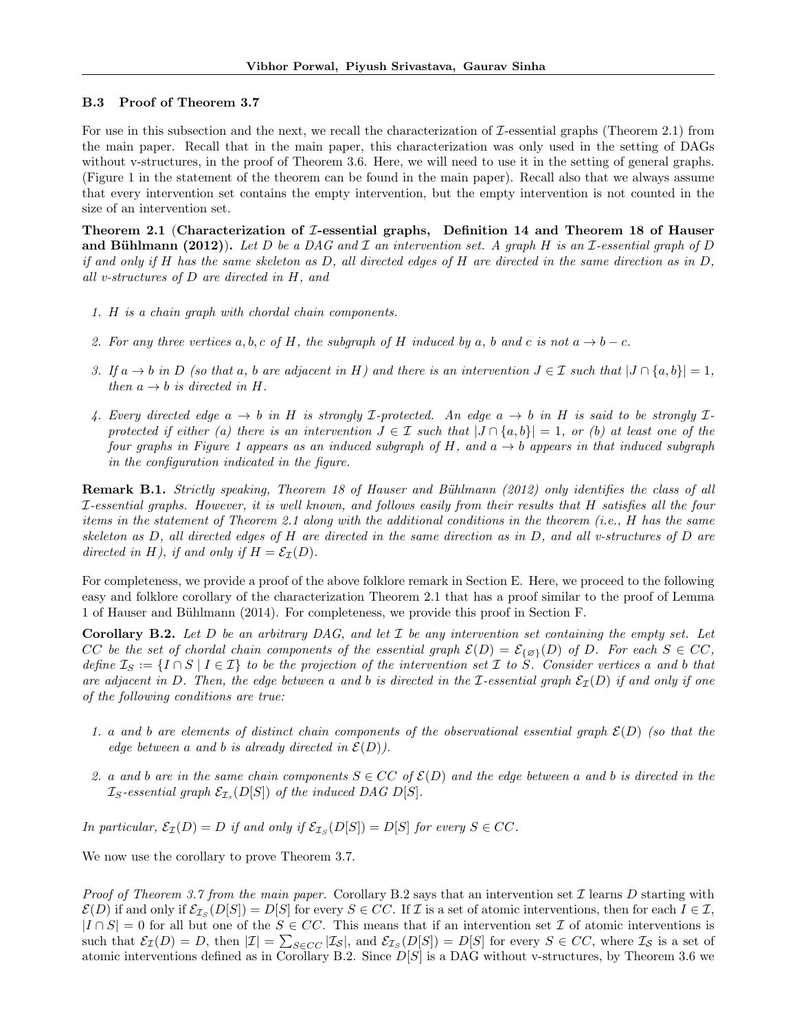### B.3 Proof of Theorem 3.7

For use in this subsection and the next, we recall the characterization of $\mathcal{I}$-essential graphs (Theorem 2.1) from the main paper. Recall that in the main paper, this characterization was only used in the setting of DAGs without v-structures, in the proof of Theorem 3.6. Here, we will need to use it in the setting of general graphs. (Figure 1 in the statement of the theorem can be found in the main paper). Recall also that we always assume that every intervention set contains the empty intervention, but the empty intervention is not counted in the size of an intervention set.

**Theorem 2.1 (Characterization of $\mathcal{I}$-essential graphs, Definition 14 and Theorem 18 of Hauser and Bühlmann (2012)).** *Let $D$ be a DAG and $\mathcal{I}$ an intervention set. A graph $H$ is an $\mathcal{I}$-essential graph of $D$ if and only if $H$ has the same skeleton as $D$, all directed edges of $H$ are directed in the same direction as in $D$, all v-structures of $D$ are directed in $H$, and*

1. *$H$ is a chain graph with chordal chain components.*
2. *For any three vertices $a, b, c$ of $H$, the subgraph of $H$ induced by $a$, $b$ and $c$ is not $a \to b - c$.*
3. *If $a \to b$ in $D$ (so that $a$, $b$ are adjacent in $H$) and there is an intervention $J \in \mathcal{I}$ such that $|J \cap \{a, b\}| = 1$, then $a \to b$ is directed in $H$.*
4. *Every directed edge $a \to b$ in $H$ is strongly $\mathcal{I}$-protected. An edge $a \to b$ in $H$ is said to be strongly $\mathcal{I}$-protected if either (a) there is an intervention $J \in \mathcal{I}$ such that $|J \cap \{a, b\}| = 1$, or (b) at least one of the four graphs in Figure 1 appears as an induced subgraph of $H$, and $a \to b$ appears in that induced subgraph in the configuration indicated in the figure.*

**Remark B.1.** *Strictly speaking, Theorem 18 of Hauser and Bühlmann (2012) only identifies the class of all $\mathcal{I}$-essential graphs. However, it is well known, and follows easily from their results that $H$ satisfies all the four items in the statement of Theorem 2.1 along with the additional conditions in the theorem (i.e., $H$ has the same skeleton as $D$, all directed edges of $H$ are directed in the same direction as in $D$, and all v-structures of $D$ are directed in $H$), if and only if $H = \mathcal{E}_{\mathcal{I}}(D)$.*

For completeness, we provide a proof of the above folklore remark in Section E. Here, we proceed to the following easy and folklore corollary of the characterization Theorem 2.1 that has a proof similar to the proof of Lemma 1 of Hauser and Bühlmann (2014). For completeness, we provide this proof in Section F.

**Corollary B.2.** *Let $D$ be an arbitrary DAG, and let $\mathcal{I}$ be any intervention set containing the empty set. Let $CC$ be the set of chordal chain components of the essential graph $\mathcal{E}(D) = \mathcal{E}_{\{\varnothing\}}(D)$ of $D$. For each $S \in CC$, define $\mathcal{I}_S := \{I \cap S \mid I \in \mathcal{I}\}$ to be the projection of the intervention set $\mathcal{I}$ to $S$. Consider vertices $a$ and $b$ that are adjacent in $D$. Then, the edge between $a$ and $b$ is directed in the $\mathcal{I}$-essential graph $\mathcal{E}_{\mathcal{I}}(D)$ if and only if one of the following conditions are true:*

1. *$a$ and $b$ are elements of distinct chain components of the observational essential graph $\mathcal{E}(D)$ (so that the edge between $a$ and $b$ is already directed in $\mathcal{E}(D)$).*
2. *$a$ and $b$ are in the same chain components $S \in CC$ of $\mathcal{E}(D)$ and the edge between $a$ and $b$ is directed in the $\mathcal{I}_S$-essential graph $\mathcal{E}_{\mathcal{I}_s}(D[S])$ of the induced DAG $D[S]$.*

*In particular, $\mathcal{E}_{\mathcal{I}}(D) = D$ if and only if $\mathcal{E}_{\mathcal{I}_S}(D[S]) = D[S]$ for every $S \in CC$.*

We now use the corollary to prove Theorem 3.7.

*Proof of Theorem 3.7 from the main paper.* Corollary B.2 says that an intervention set $\mathcal{I}$ learns $D$ starting with $\mathcal{E}(D)$ if and only if $\mathcal{E}_{\mathcal{I}_S}(D[S]) = D[S]$ for every $S \in CC$. If $\mathcal{I}$ is a set of atomic interventions, then for each $I \in \mathcal{I}$, $|I \cap S| = 0$ for all but one of the $S \in CC$. This means that if an intervention set $\mathcal{I}$ of atomic interventions is such that $\mathcal{E}_{\mathcal{I}}(D) = D$, then $|\mathcal{I}| = \sum_{S \in CC} |\mathcal{I}_{\mathcal{S}}|$, and $\mathcal{E}_{\mathcal{I}_S}(D[S]) = D[S]$ for every $S \in CC$, where $\mathcal{I}_{\mathcal{S}}$ is a set of atomic interventions defined as in Corollary B.2. Since $D[S]$ is a DAG without v-structures, by Theorem 3.6 we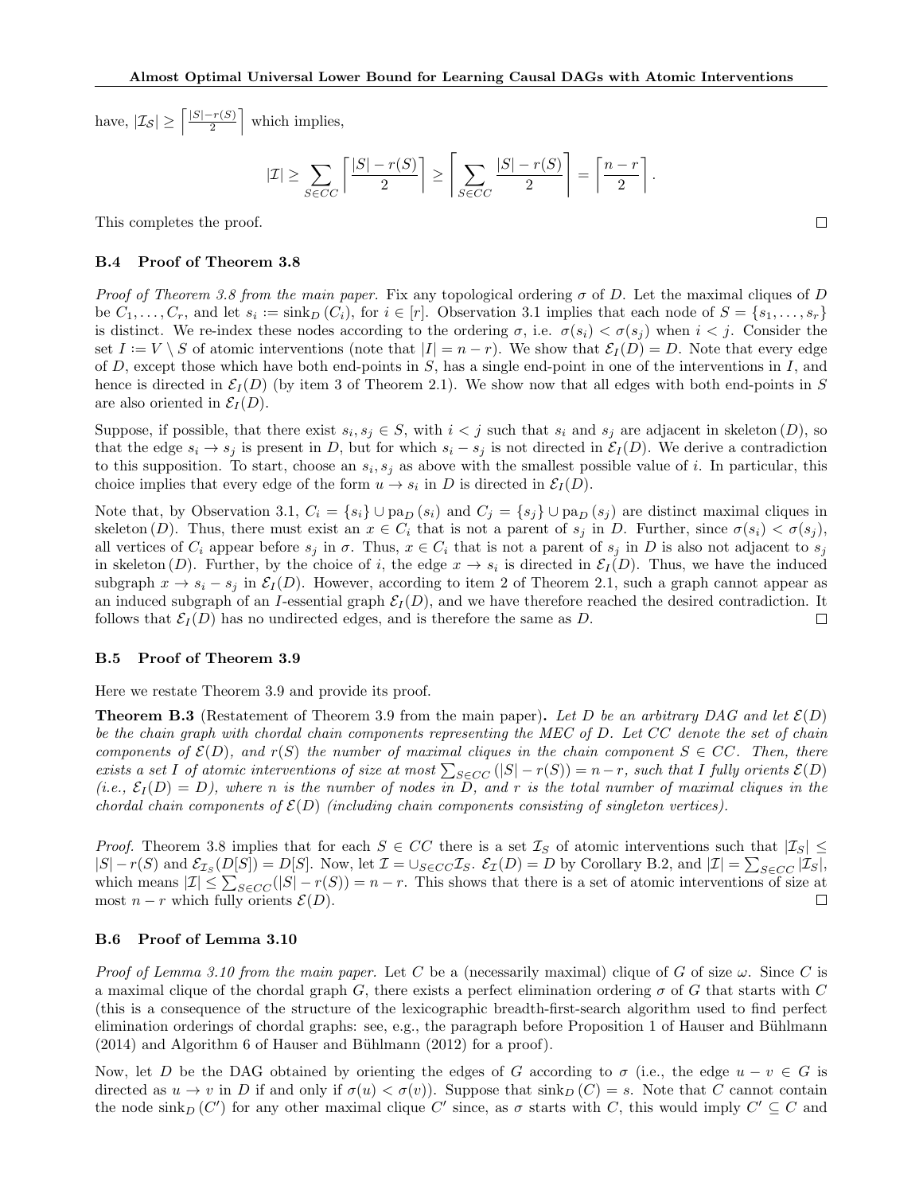have, $|\mathcal{I}_S| \geq \left\lceil \frac{|S|-r(S)}{2} \right\rceil$ which implies,

$$|\mathcal{I}| \geq \sum_{S \in CC} \left\lceil \frac{|S| - r(S)}{2} \right\rceil \geq \left\lceil \sum_{S \in CC} \frac{|S| - r(S)}{2} \right\rceil = \left\lceil \frac{n-r}{2} \right\rceil .$$

This completes the proof. □

### B.4 Proof of Theorem 3.8

*Proof of Theorem 3.8 from the main paper.* Fix any topological ordering $\sigma$ of $D$. Let the maximal cliques of $D$ be $C_1, \ldots, C_r$, and let $s_i := \text{sink}_D(C_i)$, for $i \in [r]$. Observation 3.1 implies that each node of $S = \{s_1, \ldots, s_r\}$ is distinct. We re-index these nodes according to the ordering $\sigma$, i.e. $\sigma(s_i) < \sigma(s_j)$ when $i < j$. Consider the set $I := V \setminus S$ of atomic interventions (note that $|I| = n - r$). We show that $\mathcal{E}_I(D) = D$. Note that every edge of $D$, except those which have both end-points in $S$, has a single end-point in one of the interventions in $I$, and hence is directed in $\mathcal{E}_I(D)$ (by item 3 of Theorem 2.1). We show now that all edges with both end-points in $S$ are also oriented in $\mathcal{E}_I(D)$.

Suppose, if possible, that there exist $s_i, s_j \in S$, with $i < j$ such that $s_i$ and $s_j$ are adjacent in skeleton$(D)$, so that the edge $s_i \to s_j$ is present in $D$, but for which $s_i - s_j$ is not directed in $\mathcal{E}_I(D)$. We derive a contradiction to this supposition. To start, choose an $s_i, s_j$ as above with the smallest possible value of $i$. In particular, this choice implies that every edge of the form $u \to s_i$ in $D$ is directed in $\mathcal{E}_I(D)$.

Note that, by Observation 3.1, $C_i = \{s_i\} \cup \text{pa}_D(s_i)$ and $C_j = \{s_j\} \cup \text{pa}_D(s_j)$ are distinct maximal cliques in skeleton$(D)$. Thus, there must exist an $x \in C_i$ that is not a parent of $s_j$ in $D$. Further, since $\sigma(s_i) < \sigma(s_j)$, all vertices of $C_i$ appear before $s_j$ in $\sigma$. Thus, $x \in C_i$ that is not a parent of $s_j$ in $D$ is also not adjacent to $s_j$ in skeleton$(D)$. Further, by the choice of $i$, the edge $x \to s_i$ is directed in $\mathcal{E}_I(D)$. Thus, we have the induced subgraph $x \to s_i - s_j$ in $\mathcal{E}_I(D)$. However, according to item 2 of Theorem 2.1, such a graph cannot appear as an induced subgraph of an $I$-essential graph $\mathcal{E}_I(D)$, and we have therefore reached the desired contradiction. It follows that $\mathcal{E}_I(D)$ has no undirected edges, and is therefore the same as $D$. □

### B.5 Proof of Theorem 3.9

Here we restate Theorem 3.9 and provide its proof.

**Theorem B.3** (Restatement of Theorem 3.9 from the main paper)**.** *Let $D$ be an arbitrary DAG and let $\mathcal{E}(D)$ be the chain graph with chordal chain components representing the MEC of $D$. Let $CC$ denote the set of chain components of $\mathcal{E}(D)$, and $r(S)$ the number of maximal cliques in the chain component $S \in CC$. Then, there exists a set $I$ of atomic interventions of size at most $\sum_{S \in CC}(|S| - r(S)) = n - r$, such that $I$ fully orients $\mathcal{E}(D)$ (i.e., $\mathcal{E}_I(D) = D$), where $n$ is the number of nodes in $D$, and $r$ is the total number of maximal cliques in the chordal chain components of $\mathcal{E}(D)$ (including chain components consisting of singleton vertices).*

*Proof.* Theorem 3.8 implies that for each $S \in CC$ there is a set $\mathcal{I}_S$ of atomic interventions such that $|\mathcal{I}_S| \leq |S| - r(S)$ and $\mathcal{E}_{\mathcal{I}_S}(D[S]) = D[S]$. Now, let $\mathcal{I} = \cup_{S \in CC} \mathcal{I}_S$. $\mathcal{E}_{\mathcal{I}}(D) = D$ by Corollary B.2, and $|\mathcal{I}| = \sum_{S \in CC} |\mathcal{I}_S|$, which means $|\mathcal{I}| \leq \sum_{S \in CC}(|S| - r(S)) = n - r$. This shows that there is a set of atomic interventions of size at most $n - r$ which fully orients $\mathcal{E}(D)$. □

### B.6 Proof of Lemma 3.10

*Proof of Lemma 3.10 from the main paper.* Let $C$ be a (necessarily maximal) clique of $G$ of size $\omega$. Since $C$ is a maximal clique of the chordal graph $G$, there exists a perfect elimination ordering $\sigma$ of $G$ that starts with $C$ (this is a consequence of the structure of the lexicographic breadth-first-search algorithm used to find perfect elimination orderings of chordal graphs: see, e.g., the paragraph before Proposition 1 of Hauser and Bühlmann (2014) and Algorithm 6 of Hauser and Bühlmann (2012) for a proof).

Now, let $D$ be the DAG obtained by orienting the edges of $G$ according to $\sigma$ (i.e., the edge $u - v \in G$ is directed as $u \to v$ in $D$ if and only if $\sigma(u) < \sigma(v)$). Suppose that $\text{sink}_D(C) = s$. Note that $C$ cannot contain the node $\text{sink}_D(C')$ for any other maximal clique $C'$ since, as $\sigma$ starts with $C$, this would imply $C' \subseteq C$ and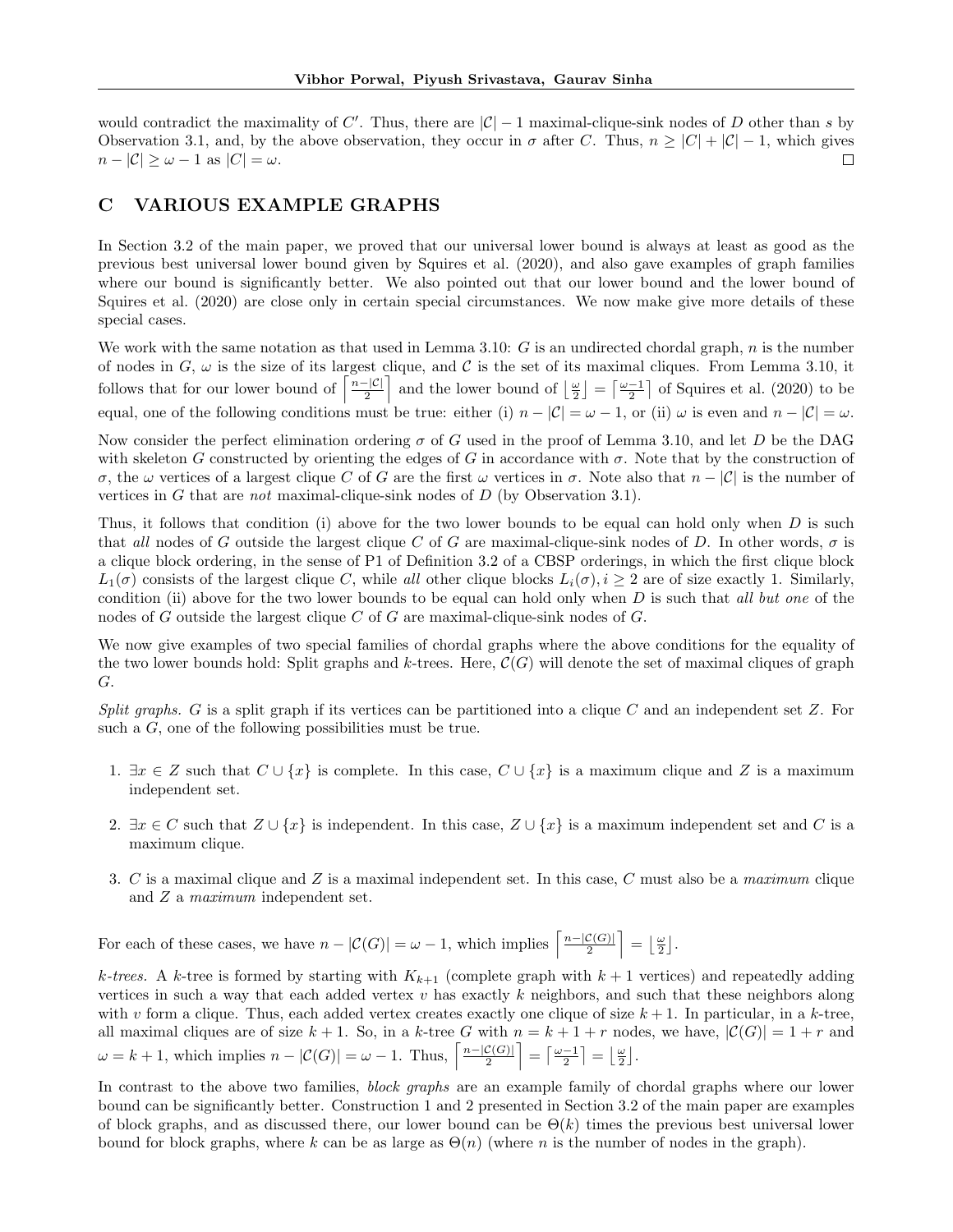would contradict the maximality of $C'$. Thus, there are $|\mathcal{C}| - 1$ maximal-clique-sink nodes of $D$ other than $s$ by Observation 3.1, and, by the above observation, they occur in $\sigma$ after $C$. Thus, $n \geq |C| + |\mathcal{C}| - 1$, which gives $n - |\mathcal{C}| \geq \omega - 1$ as $|C| = \omega$. □

## C VARIOUS EXAMPLE GRAPHS

In Section 3.2 of the main paper, we proved that our universal lower bound is always at least as good as the previous best universal lower bound given by Squires et al. (2020), and also gave examples of graph families where our bound is significantly better. We also pointed out that our lower bound and the lower bound of Squires et al. (2020) are close only in certain special circumstances. We now make give more details of these special cases.

We work with the same notation as that used in Lemma 3.10: $G$ is an undirected chordal graph, $n$ is the number of nodes in $G$, $\omega$ is the size of its largest clique, and $\mathcal{C}$ is the set of its maximal cliques. From Lemma 3.10, it follows that for our lower bound of $\left\lceil \frac{n-|\mathcal{C}|}{2} \right\rceil$ and the lower bound of $\left\lfloor \frac{\omega}{2} \right\rfloor = \left\lceil \frac{\omega-1}{2} \right\rceil$ of Squires et al. (2020) to be equal, one of the following conditions must be true: either (i) $n - |\mathcal{C}| = \omega - 1$, or (ii) $\omega$ is even and $n - |\mathcal{C}| = \omega$.

Now consider the perfect elimination ordering $\sigma$ of $G$ used in the proof of Lemma 3.10, and let $D$ be the DAG with skeleton $G$ constructed by orienting the edges of $G$ in accordance with $\sigma$. Note that by the construction of $\sigma$, the $\omega$ vertices of a largest clique $C$ of $G$ are the first $\omega$ vertices in $\sigma$. Note also that $n - |\mathcal{C}|$ is the number of vertices in $G$ that are *not* maximal-clique-sink nodes of $D$ (by Observation 3.1).

Thus, it follows that condition (i) above for the two lower bounds to be equal can hold only when $D$ is such that *all* nodes of $G$ outside the largest clique $C$ of $G$ are maximal-clique-sink nodes of $D$. In other words, $\sigma$ is a clique block ordering, in the sense of P1 of Definition 3.2 of a CBSP orderings, in which the first clique block $L_1(\sigma)$ consists of the largest clique $C$, while *all* other clique blocks $L_i(\sigma), i \geq 2$ are of size exactly 1. Similarly, condition (ii) above for the two lower bounds to be equal can hold only when $D$ is such that *all but one* of the nodes of $G$ outside the largest clique $C$ of $G$ are maximal-clique-sink nodes of $G$.

We now give examples of two special families of chordal graphs where the above conditions for the equality of the two lower bounds hold: Split graphs and $k$-trees. Here, $\mathcal{C}(G)$ will denote the set of maximal cliques of graph $G$.

*Split graphs.* $G$ is a split graph if its vertices can be partitioned into a clique $C$ and an independent set $Z$. For such a $G$, one of the following possibilities must be true.

1. $\exists x \in Z$ such that $C \cup \{x\}$ is complete. In this case, $C \cup \{x\}$ is a maximum clique and $Z$ is a maximum independent set.
2. $\exists x \in C$ such that $Z \cup \{x\}$ is independent. In this case, $Z \cup \{x\}$ is a maximum independent set and $C$ is a maximum clique.
3. $C$ is a maximal clique and $Z$ is a maximal independent set. In this case, $C$ must also be a *maximum* clique and $Z$ a *maximum* independent set.

For each of these cases, we have $n - |\mathcal{C}(G)| = \omega - 1$, which implies $\left\lceil \frac{n-|\mathcal{C}(G)|}{2} \right\rceil = \left\lfloor \frac{\omega}{2} \right\rfloor$.

*$k$-trees.* A $k$-tree is formed by starting with $K_{k+1}$ (complete graph with $k+1$ vertices) and repeatedly adding vertices in such a way that each added vertex $v$ has exactly $k$ neighbors, and such that these neighbors along with $v$ form a clique. Thus, each added vertex creates exactly one clique of size $k+1$. In particular, in a $k$-tree, all maximal cliques are of size $k+1$. So, in a $k$-tree $G$ with $n = k + 1 + r$ nodes, we have, $|\mathcal{C}(G)| = 1 + r$ and $\omega = k + 1$, which implies $n - |\mathcal{C}(G)| = \omega - 1$. Thus, $\left\lceil \frac{n-|\mathcal{C}(G)|}{2} \right\rceil = \left\lceil \frac{\omega-1}{2} \right\rceil = \left\lfloor \frac{\omega}{2} \right\rfloor$.

In contrast to the above two families, *block graphs* are an example family of chordal graphs where our lower bound can be significantly better. Construction 1 and 2 presented in Section 3.2 of the main paper are examples of block graphs, and as discussed there, our lower bound can be $\Theta(k)$ times the previous best universal lower bound for block graphs, where $k$ can be as large as $\Theta(n)$ (where $n$ is the number of nodes in the graph).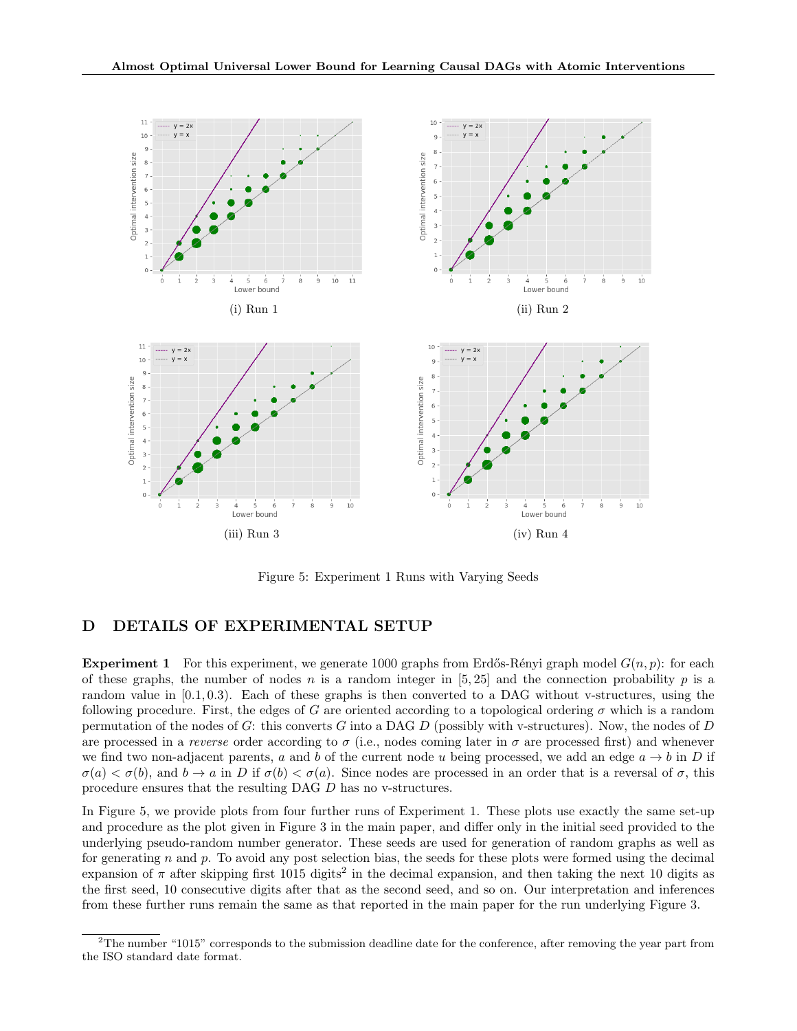(i) Run 1

(ii) Run 2

(iii) Run 3

(iv) Run 4

Figure 5: Experiment 1 Runs with Varying Seeds

# D DETAILS OF EXPERIMENTAL SETUP

**Experiment 1** For this experiment, we generate 1000 graphs from Erdős-Rényi graph model $G(n, p)$: for each of these graphs, the number of nodes $n$ is a random integer in $[5, 25]$ and the connection probability $p$ is a random value in $[0.1, 0.3)$. Each of these graphs is then converted to a DAG without v-structures, using the following procedure. First, the edges of $G$ are oriented according to a topological ordering $\sigma$ which is a random permutation of the nodes of $G$: this converts $G$ into a DAG $D$ (possibly with v-structures). Now, the nodes of $D$ are processed in a *reverse* order according to $\sigma$ (i.e., nodes coming later in $\sigma$ are processed first) and whenever we find two non-adjacent parents, $a$ and $b$ of the current node $u$ being processed, we add an edge $a \to b$ in $D$ if $\sigma(a) < \sigma(b)$, and $b \to a$ in $D$ if $\sigma(b) < \sigma(a)$. Since nodes are processed in an order that is a reversal of $\sigma$, this procedure ensures that the resulting DAG $D$ has no v-structures.

In Figure 5, we provide plots from four further runs of Experiment 1. These plots use exactly the same set-up and procedure as the plot given in Figure 3 in the main paper, and differ only in the initial seed provided to the underlying pseudo-random number generator. These seeds are used for generation of random graphs as well as for generating $n$ and $p$. To avoid any post selection bias, the seeds for these plots were formed using the decimal expansion of $\pi$ after skipping first 1015 digits[2] in the decimal expansion, and then taking the next 10 digits as the first seed, 10 consecutive digits after that as the second seed, and so on. Our interpretation and inferences from these further runs remain the same as that reported in the main paper for the run underlying Figure 3.

[2]The number "1015" corresponds to the submission deadline date for the conference, after removing the year part from the ISO standard date format.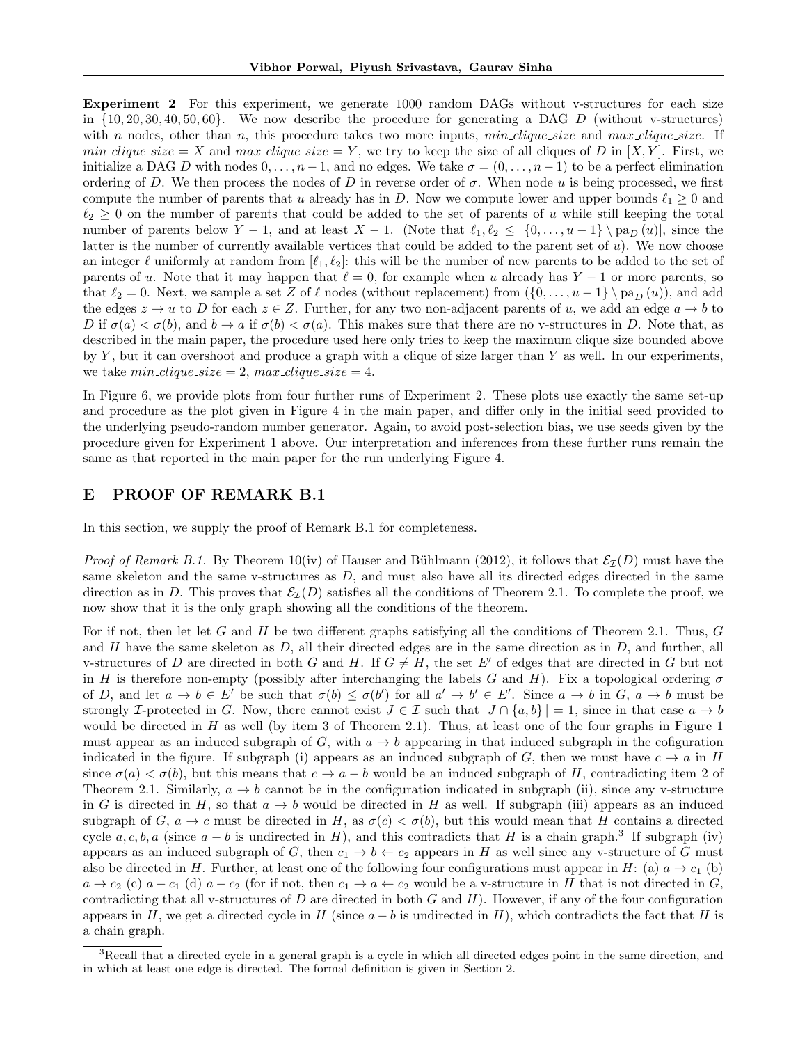**Experiment 2** For this experiment, we generate 1000 random DAGs without v-structures for each size in $\{10, 20, 30, 40, 50, 60\}$. We now describe the procedure for generating a DAG $D$ (without v-structures) with $n$ nodes, other than $n$, this procedure takes two more inputs, *min_clique_size* and *max_clique_size*. If *min_clique_size* $= X$ and *max_clique_size* $= Y$, we try to keep the size of all cliques of $D$ in $[X, Y]$. First, we initialize a DAG $D$ with nodes $0, \ldots, n-1$, and no edges. We take $\sigma = (0, \ldots, n-1)$ to be a perfect elimination ordering of $D$. We then process the nodes of $D$ in reverse order of $\sigma$. When node $u$ is being processed, we first compute the number of parents that $u$ already has in $D$. Now we compute lower and upper bounds $\ell_1 \geq 0$ and $\ell_2 \geq 0$ on the number of parents that could be added to the set of parents of $u$ while still keeping the total number of parents below $Y - 1$, and at least $X - 1$. (Note that $\ell_1, \ell_2 \leq |\{0, \ldots, u-1\} \setminus \mathrm{pa}_D(u)|$, since the latter is the number of currently available vertices that could be added to the parent set of $u$). We now choose an integer $\ell$ uniformly at random from $[\ell_1, \ell_2]$: this will be the number of new parents to be added to the set of parents of $u$. Note that it may happen that $\ell = 0$, for example when $u$ already has $Y - 1$ or more parents, so that $\ell_2 = 0$. Next, we sample a set $Z$ of $\ell$ nodes (without replacement) from $(\{0, \ldots, u-1\} \setminus \mathrm{pa}_D(u))$, and add the edges $z \to u$ to $D$ for each $z \in Z$. Further, for any two non-adjacent parents of $u$, we add an edge $a \to b$ to $D$ if $\sigma(a) < \sigma(b)$, and $b \to a$ if $\sigma(b) < \sigma(a)$. This makes sure that there are no v-structures in $D$. Note that, as described in the main paper, the procedure used here only tries to keep the maximum clique size bounded above by $Y$, but it can overshoot and produce a graph with a clique of size larger than $Y$ as well. In our experiments, we take *min_clique_size* $= 2$, *max_clique_size* $= 4$.

In Figure 6, we provide plots from four further runs of Experiment 2. These plots use exactly the same set-up and procedure as the plot given in Figure 4 in the main paper, and differ only in the initial seed provided to the underlying pseudo-random number generator. Again, to avoid post-selection bias, we use seeds given by the procedure given for Experiment 1 above. Our interpretation and inferences from these further runs remain the same as that reported in the main paper for the run underlying Figure 4.

# E PROOF OF REMARK B.1

In this section, we supply the proof of Remark B.1 for completeness.

*Proof of Remark B.1.* By Theorem 10(iv) of Hauser and Bühlmann (2012), it follows that $\mathcal{E}_{\mathcal{I}}(D)$ must have the same skeleton and the same v-structures as $D$, and must also have all its directed edges directed in the same direction as in $D$. This proves that $\mathcal{E}_{\mathcal{I}}(D)$ satisfies all the conditions of Theorem 2.1. To complete the proof, we now show that it is the only graph showing all the conditions of the theorem.

For if not, then let let $G$ and $H$ be two different graphs satisfying all the conditions of Theorem 2.1. Thus, $G$ and $H$ have the same skeleton as $D$, all their directed edges are in the same direction as in $D$, and further, all v-structures of $D$ are directed in both $G$ and $H$. If $G \neq H$, the set $E'$ of edges that are directed in $G$ but not in $H$ is therefore non-empty (possibly after interchanging the labels $G$ and $H$). Fix a topological ordering $\sigma$ of $D$, and let $a \to b \in E'$ be such that $\sigma(b) \leq \sigma(b')$ for all $a' \to b' \in E'$. Since $a \to b$ in $G$, $a \to b$ must be strongly $\mathcal{I}$-protected in $G$. Now, there cannot exist $J \in \mathcal{I}$ such that $|J \cap \{a, b\}| = 1$, since in that case $a \to b$ would be directed in $H$ as well (by item 3 of Theorem 2.1). Thus, at least one of the four graphs in Figure 1 must appear as an induced subgraph of $G$, with $a \to b$ appearing in that induced subgraph in the cofiguration indicated in the figure. If subgraph (i) appears as an induced subgraph of $G$, then we must have $c \to a$ in $H$ since $\sigma(a) < \sigma(b)$, but this means that $c \to a - b$ would be an induced subgraph of $H$, contradicting item 2 of Theorem 2.1. Similarly, $a \to b$ cannot be in the configuration indicated in subgraph (ii), since any v-structure in $G$ is directed in $H$, so that $a \to b$ would be directed in $H$ as well. If subgraph (iii) appears as an induced subgraph of $G$, $a \to c$ must be directed in $H$, as $\sigma(c) < \sigma(b)$, but this would mean that $H$ contains a directed cycle $a, c, b, a$ (since $a - b$ is undirected in $H$), and this contradicts that $H$ is a chain graph.[3] If subgraph (iv) appears as an induced subgraph of $G$, then $c_1 \to b \leftarrow c_2$ appears in $H$ as well since any v-structure of $G$ must also be directed in $H$. Further, at least one of the following four configurations must appear in $H$: (a) $a \to c_1$ (b) $a \to c_2$ (c) $a - c_1$ (d) $a - c_2$ (for if not, then $c_1 \to a \leftarrow c_2$ would be a v-structure in $H$ that is not directed in $G$, contradicting that all v-structures of $D$ are directed in both $G$ and $H$). However, if any of the four configuration appears in $H$, we get a directed cycle in $H$ (since $a - b$ is undirected in $H$), which contradicts the fact that $H$ is a chain graph.

[3] Recall that a directed cycle in a general graph is a cycle in which all directed edges point in the same direction, and in which at least one edge is directed. The formal definition is given in Section 2.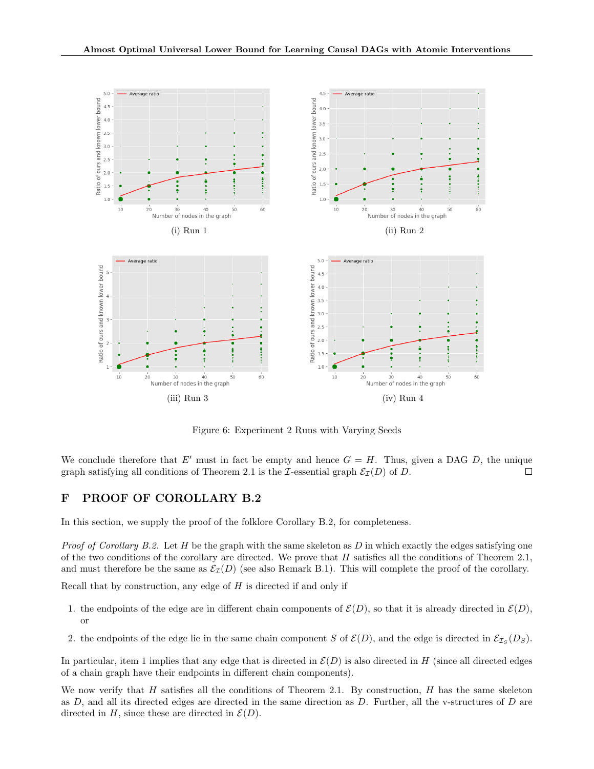(i) Run 1

(ii) Run 2

(iii) Run 3

(iv) Run 4

Figure 6: Experiment 2 Runs with Varying Seeds

We conclude therefore that $E'$ must in fact be empty and hence $G = H$. Thus, given a DAG $D$, the unique graph satisfying all conditions of Theorem 2.1 is the $\mathcal{I}$-essential graph $\mathcal{E}_{\mathcal{I}}(D)$ of $D$. □

# F PROOF OF COROLLARY B.2

In this section, we supply the proof of the folklore Corollary B.2, for completeness.

*Proof of Corollary B.2.* Let $H$ be the graph with the same skeleton as $D$ in which exactly the edges satisfying one of the two conditions of the corollary are directed. We prove that $H$ satisfies all the conditions of Theorem 2.1, and must therefore be the same as $\mathcal{E}_{\mathcal{I}}(D)$ (see also Remark B.1). This will complete the proof of the corollary.

Recall that by construction, any edge of $H$ is directed if and only if

1. the endpoints of the edge are in different chain components of $\mathcal{E}(D)$, so that it is already directed in $\mathcal{E}(D)$, or
2. the endpoints of the edge lie in the same chain component $S$ of $\mathcal{E}(D)$, and the edge is directed in $\mathcal{E}_{\mathcal{I}_S}(D_S)$.

In particular, item 1 implies that any edge that is directed in $\mathcal{E}(D)$ is also directed in $H$ (since all directed edges of a chain graph have their endpoints in different chain components).

We now verify that $H$ satisfies all the conditions of Theorem 2.1. By construction, $H$ has the same skeleton as $D$, and all its directed edges are directed in the same direction as $D$. Further, all the v-structures of $D$ are directed in $H$, since these are directed in $\mathcal{E}(D)$.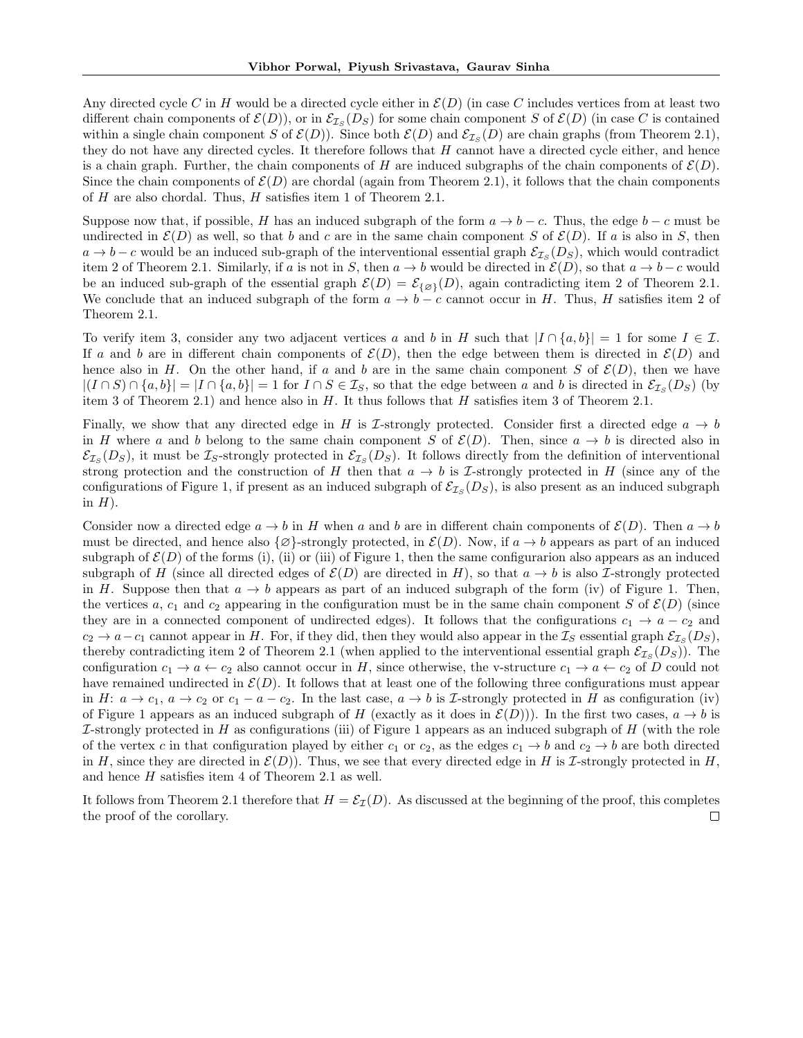Any directed cycle $C$ in $H$ would be a directed cycle either in $\mathcal{E}(D)$ (in case $C$ includes vertices from at least two different chain components of $\mathcal{E}(D)$), or in $\mathcal{E}_{\mathcal{I}_S}(D_S)$ for some chain component $S$ of $\mathcal{E}(D)$ (in case $C$ is contained within a single chain component $S$ of $\mathcal{E}(D)$). Since both $\mathcal{E}(D)$ and $\mathcal{E}_{\mathcal{I}_S}(D)$ are chain graphs (from Theorem 2.1), they do not have any directed cycles. It therefore follows that $H$ cannot have a directed cycle either, and hence is a chain graph. Further, the chain components of $H$ are induced subgraphs of the chain components of $\mathcal{E}(D)$. Since the chain components of $\mathcal{E}(D)$ are chordal (again from Theorem 2.1), it follows that the chain components of $H$ are also chordal. Thus, $H$ satisfies item 1 of Theorem 2.1.

Suppose now that, if possible, $H$ has an induced subgraph of the form $a \to b - c$. Thus, the edge $b - c$ must be undirected in $\mathcal{E}(D)$ as well, so that $b$ and $c$ are in the same chain component $S$ of $\mathcal{E}(D)$. If $a$ is also in $S$, then $a \to b - c$ would be an induced sub-graph of the interventional essential graph $\mathcal{E}_{\mathcal{I}_S}(D_S)$, which would contradict item 2 of Theorem 2.1. Similarly, if $a$ is not in $S$, then $a \to b$ would be directed in $\mathcal{E}(D)$, so that $a \to b - c$ would be an induced sub-graph of the essential graph $\mathcal{E}(D) = \mathcal{E}_{\{\varnothing\}}(D)$, again contradicting item 2 of Theorem 2.1. We conclude that an induced subgraph of the form $a \to b - c$ cannot occur in $H$. Thus, $H$ satisfies item 2 of Theorem 2.1.

To verify item 3, consider any two adjacent vertices $a$ and $b$ in $H$ such that $|I \cap \{a, b\}| = 1$ for some $I \in \mathcal{I}$. If $a$ and $b$ are in different chain components of $\mathcal{E}(D)$, then the edge between them is directed in $\mathcal{E}(D)$ and hence also in $H$. On the other hand, if $a$ and $b$ are in the same chain component $S$ of $\mathcal{E}(D)$, then we have $|(I \cap S) \cap \{a, b\}| = |I \cap \{a, b\}| = 1$ for $I \cap S \in \mathcal{I}_S$, so that the edge between $a$ and $b$ is directed in $\mathcal{E}_{\mathcal{I}_S}(D_S)$ (by item 3 of Theorem 2.1) and hence also in $H$. It thus follows that $H$ satisfies item 3 of Theorem 2.1.

Finally, we show that any directed edge in $H$ is $\mathcal{I}$-strongly protected. Consider first a directed edge $a \to b$ in $H$ where $a$ and $b$ belong to the same chain component $S$ of $\mathcal{E}(D)$. Then, since $a \to b$ is directed also in $\mathcal{E}_{\mathcal{I}_S}(D_S)$, it must be $\mathcal{I}_S$-strongly protected in $\mathcal{E}_{\mathcal{I}_S}(D_S)$. It follows directly from the definition of interventional strong protection and the construction of $H$ then that $a \to b$ is $\mathcal{I}$-strongly protected in $H$ (since any of the configurations of Figure 1, if present as an induced subgraph of $\mathcal{E}_{\mathcal{I}_S}(D_S)$, is also present as an induced subgraph in $H$).

Consider now a directed edge $a \to b$ in $H$ when $a$ and $b$ are in different chain components of $\mathcal{E}(D)$. Then $a \to b$ must be directed, and hence also $\{\varnothing\}$-strongly protected, in $\mathcal{E}(D)$. Now, if $a \to b$ appears as part of an induced subgraph of $\mathcal{E}(D)$ of the forms (i), (ii) or (iii) of Figure 1, then the same configurarion also appears as an induced subgraph of $H$ (since all directed edges of $\mathcal{E}(D)$ are directed in $H$), so that $a \to b$ is also $\mathcal{I}$-strongly protected in $H$. Suppose then that $a \to b$ appears as part of an induced subgraph of the form (iv) of Figure 1. Then, the vertices $a$, $c_1$ and $c_2$ appearing in the configuration must be in the same chain component $S$ of $\mathcal{E}(D)$ (since they are in a connected component of undirected edges). It follows that the configurations $c_1 \to a - c_2$ and $c_2 \to a - c_1$ cannot appear in $H$. For, if they did, then they would also appear in the $\mathcal{I}_S$ essential graph $\mathcal{E}_{\mathcal{I}_S}(D_S)$, thereby contradicting item 2 of Theorem 2.1 (when applied to the interventional essential graph $\mathcal{E}_{\mathcal{I}_S}(D_S)$). The configuration $c_1 \to a \leftarrow c_2$ also cannot occur in $H$, since otherwise, the v-structure $c_1 \to a \leftarrow c_2$ of $D$ could not have remained undirected in $\mathcal{E}(D)$. It follows that at least one of the following three configurations must appear in $H$: $a \to c_1$, $a \to c_2$ or $c_1 - a - c_2$. In the last case, $a \to b$ is $\mathcal{I}$-strongly protected in $H$ as configuration (iv) of Figure 1 appears as an induced subgraph of $H$ (exactly as it does in $\mathcal{E}(D)$)). In the first two cases, $a \to b$ is $\mathcal{I}$-strongly protected in $H$ as configurations (iii) of Figure 1 appears as an induced subgraph of $H$ (with the role of the vertex $c$ in that configuration played by either $c_1$ or $c_2$, as the edges $c_1 \to b$ and $c_2 \to b$ are both directed in $H$, since they are directed in $\mathcal{E}(D)$). Thus, we see that every directed edge in $H$ is $\mathcal{I}$-strongly protected in $H$, and hence $H$ satisfies item 4 of Theorem 2.1 as well.

It follows from Theorem 2.1 therefore that $H = \mathcal{E}_{\mathcal{I}}(D)$. As discussed at the beginning of the proof, this completes the proof of the corollary. ◻